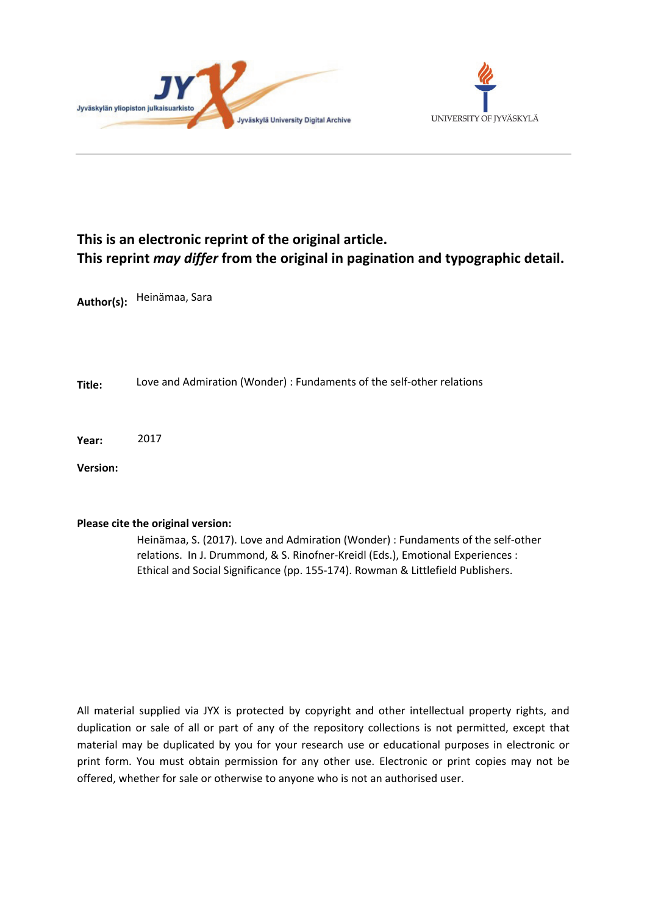**This is an electronic reprint of the original article.**
**This reprint *may differ* from the original in pagination and typographic detail.**

**Author(s):** Heinämaa, Sara

**Title:** Love and Admiration (Wonder) : Fundaments of the self-other relations

**Year:** 2017

**Version:**

**Please cite the original version:**

Heinämaa, S. (2017). Love and Admiration (Wonder) : Fundaments of the self-other relations. In J. Drummond, & S. Rinofner-Kreidl (Eds.), Emotional Experiences : Ethical and Social Significance (pp. 155-174). Rowman & Littlefield Publishers.

All material supplied via JYX is protected by copyright and other intellectual property rights, and duplication or sale of all or part of any of the repository collections is not permitted, except that material may be duplicated by you for your research use or educational purposes in electronic or print form. You must obtain permission for any other use. Electronic or print copies may not be offered, whether for sale or otherwise to anyone who is not an authorised user.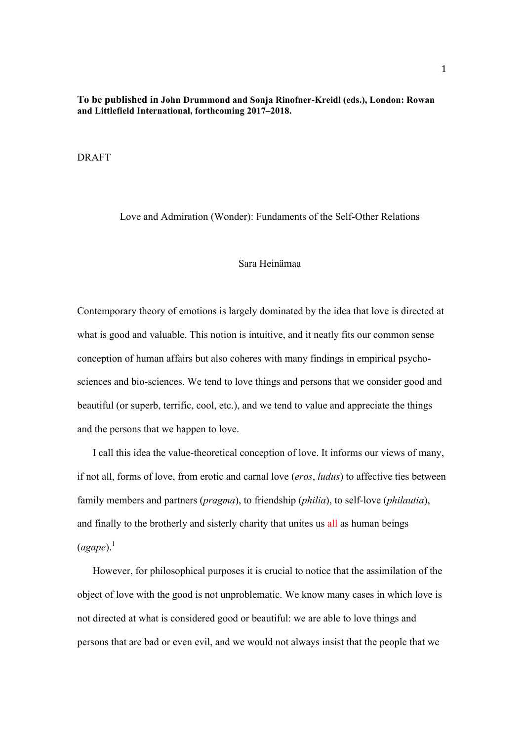**To be published in John Drummond and Sonja Rinofner-Kreidl (eds.), London: Rowan and Littlefield International, forthcoming 2017–2018.**

DRAFT

Love and Admiration (Wonder): Fundaments of the Self-Other Relations

Sara Heinämaa

Contemporary theory of emotions is largely dominated by the idea that love is directed at what is good and valuable. This notion is intuitive, and it neatly fits our common sense conception of human affairs but also coheres with many findings in empirical psycho-sciences and bio-sciences. We tend to love things and persons that we consider good and beautiful (or superb, terrific, cool, etc.), and we tend to value and appreciate the things and the persons that we happen to love.

I call this idea the value-theoretical conception of love. It informs our views of many, if not all, forms of love, from erotic and carnal love (*eros*, *ludus*) to affective ties between family members and partners (*pragma*), to friendship (*philia*), to self-love (*philautia*), and finally to the brotherly and sisterly charity that unites us all as human beings (*agape*).[1]

However, for philosophical purposes it is crucial to notice that the assimilation of the object of love with the good is not unproblematic. We know many cases in which love is not directed at what is considered good or beautiful: we are able to love things and persons that are bad or even evil, and we would not always insist that the people that we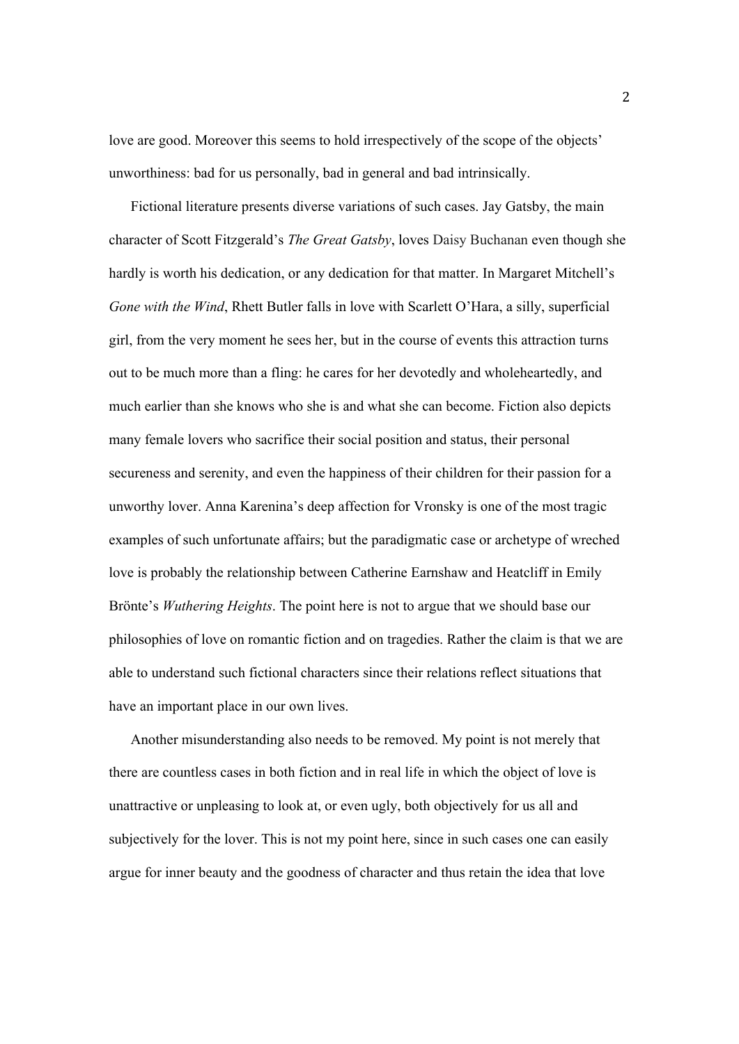love are good. Moreover this seems to hold irrespectively of the scope of the objects' unworthiness: bad for us personally, bad in general and bad intrinsically.

Fictional literature presents diverse variations of such cases. Jay Gatsby, the main character of Scott Fitzgerald's *The Great Gatsby*, loves Daisy Buchanan even though she hardly is worth his dedication, or any dedication for that matter. In Margaret Mitchell's *Gone with the Wind*, Rhett Butler falls in love with Scarlett O'Hara, a silly, superficial girl, from the very moment he sees her, but in the course of events this attraction turns out to be much more than a fling: he cares for her devotedly and wholeheartedly, and much earlier than she knows who she is and what she can become. Fiction also depicts many female lovers who sacrifice their social position and status, their personal secureness and serenity, and even the happiness of their children for their passion for a unworthy lover. Anna Karenina's deep affection for Vronsky is one of the most tragic examples of such unfortunate affairs; but the paradigmatic case or archetype of wreched love is probably the relationship between Catherine Earnshaw and Heatcliff in Emily Brönte's *Wuthering Heights*. The point here is not to argue that we should base our philosophies of love on romantic fiction and on tragedies. Rather the claim is that we are able to understand such fictional characters since their relations reflect situations that have an important place in our own lives.

Another misunderstanding also needs to be removed. My point is not merely that there are countless cases in both fiction and in real life in which the object of love is unattractive or unpleasing to look at, or even ugly, both objectively for us all and subjectively for the lover. This is not my point here, since in such cases one can easily argue for inner beauty and the goodness of character and thus retain the idea that love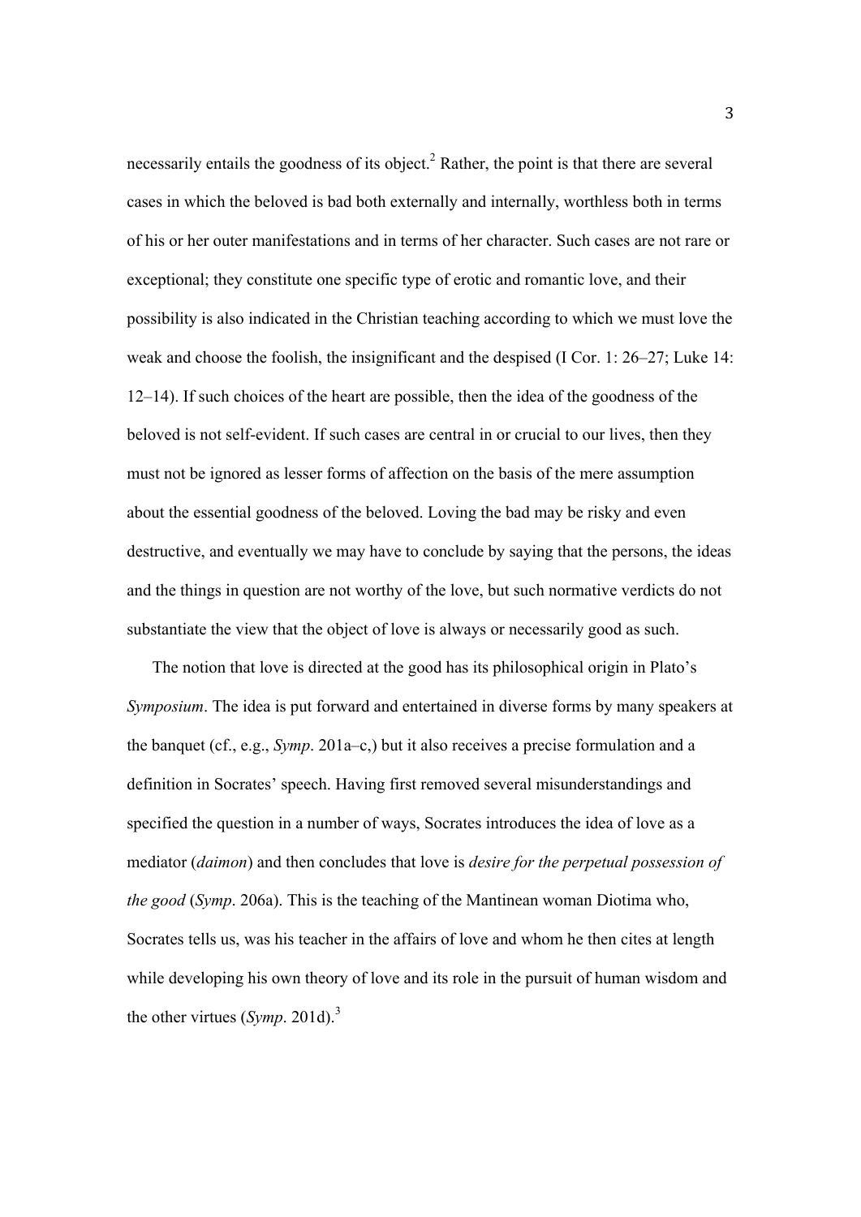necessarily entails the goodness of its object.[2] Rather, the point is that there are several cases in which the beloved is bad both externally and internally, worthless both in terms of his or her outer manifestations and in terms of her character. Such cases are not rare or exceptional; they constitute one specific type of erotic and romantic love, and their possibility is also indicated in the Christian teaching according to which we must love the weak and choose the foolish, the insignificant and the despised (I Cor. 1: 26–27; Luke 14: 12–14). If such choices of the heart are possible, then the idea of the goodness of the beloved is not self-evident. If such cases are central in or crucial to our lives, then they must not be ignored as lesser forms of affection on the basis of the mere assumption about the essential goodness of the beloved. Loving the bad may be risky and even destructive, and eventually we may have to conclude by saying that the persons, the ideas and the things in question are not worthy of the love, but such normative verdicts do not substantiate the view that the object of love is always or necessarily good as such.

The notion that love is directed at the good has its philosophical origin in Plato's *Symposium*. The idea is put forward and entertained in diverse forms by many speakers at the banquet (cf., e.g., *Symp*. 201a–c,) but it also receives a precise formulation and a definition in Socrates' speech. Having first removed several misunderstandings and specified the question in a number of ways, Socrates introduces the idea of love as a mediator (*daimon*) and then concludes that love is *desire for the perpetual possession of the good* (*Symp*. 206a). This is the teaching of the Mantinean woman Diotima who, Socrates tells us, was his teacher in the affairs of love and whom he then cites at length while developing his own theory of love and its role in the pursuit of human wisdom and the other virtues (*Symp*. 201d).[3]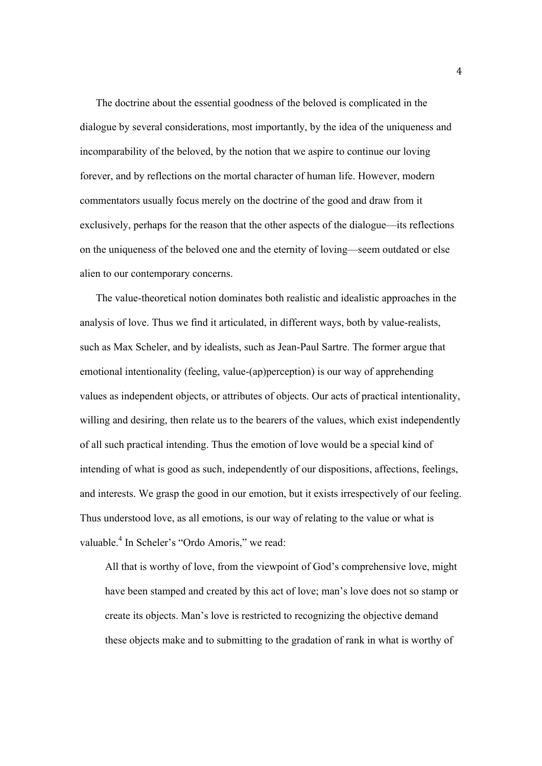The doctrine about the essential goodness of the beloved is complicated in the dialogue by several considerations, most importantly, by the idea of the uniqueness and incomparability of the beloved, by the notion that we aspire to continue our loving forever, and by reflections on the mortal character of human life. However, modern commentators usually focus merely on the doctrine of the good and draw from it exclusively, perhaps for the reason that the other aspects of the dialogue—its reflections on the uniqueness of the beloved one and the eternity of loving—seem outdated or else alien to our contemporary concerns.

The value-theoretical notion dominates both realistic and idealistic approaches in the analysis of love. Thus we find it articulated, in different ways, both by value-realists, such as Max Scheler, and by idealists, such as Jean-Paul Sartre. The former argue that emotional intentionality (feeling, value-(ap)perception) is our way of apprehending values as independent objects, or attributes of objects. Our acts of practical intentionality, willing and desiring, then relate us to the bearers of the values, which exist independently of all such practical intending. Thus the emotion of love would be a special kind of intending of what is good as such, independently of our dispositions, affections, feelings, and interests. We grasp the good in our emotion, but it exists irrespectively of our feeling. Thus understood love, as all emotions, is our way of relating to the value or what is valuable.[4] In Scheler's "Ordo Amoris," we read:

> All that is worthy of love, from the viewpoint of God's comprehensive love, might have been stamped and created by this act of love; man's love does not so stamp or create its objects. Man's love is restricted to recognizing the objective demand these objects make and to submitting to the gradation of rank in what is worthy of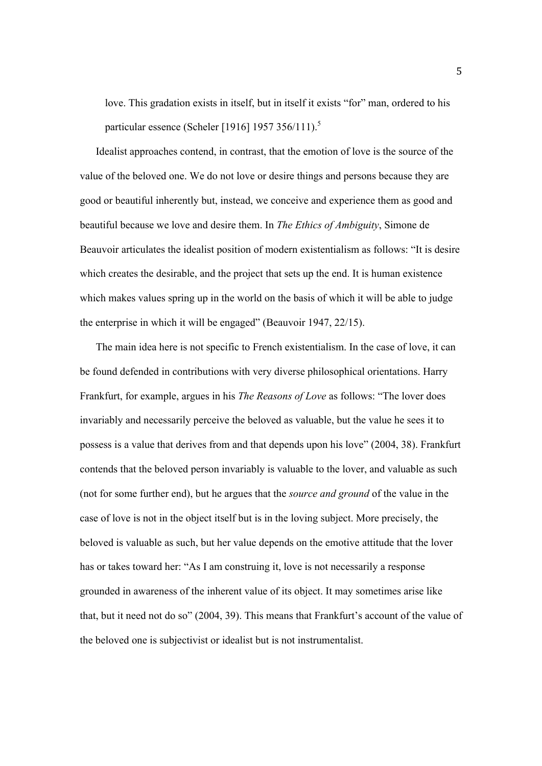> love. This gradation exists in itself, but in itself it exists "for" man, ordered to his particular essence (Scheler [1916] 1957 356/111).[5]

Idealist approaches contend, in contrast, that the emotion of love is the source of the value of the beloved one. We do not love or desire things and persons because they are good or beautiful inherently but, instead, we conceive and experience them as good and beautiful because we love and desire them. In *The Ethics of Ambiguity*, Simone de Beauvoir articulates the idealist position of modern existentialism as follows: "It is desire which creates the desirable, and the project that sets up the end. It is human existence which makes values spring up in the world on the basis of which it will be able to judge the enterprise in which it will be engaged" (Beauvoir 1947, 22/15).

The main idea here is not specific to French existentialism. In the case of love, it can be found defended in contributions with very diverse philosophical orientations. Harry Frankfurt, for example, argues in his *The Reasons of Love* as follows: "The lover does invariably and necessarily perceive the beloved as valuable, but the value he sees it to possess is a value that derives from and that depends upon his love" (2004, 38). Frankfurt contends that the beloved person invariably is valuable to the lover, and valuable as such (not for some further end), but he argues that the *source and ground* of the value in the case of love is not in the object itself but is in the loving subject. More precisely, the beloved is valuable as such, but her value depends on the emotive attitude that the lover has or takes toward her: "As I am construing it, love is not necessarily a response grounded in awareness of the inherent value of its object. It may sometimes arise like that, but it need not do so" (2004, 39). This means that Frankfurt's account of the value of the beloved one is subjectivist or idealist but is not instrumentalist.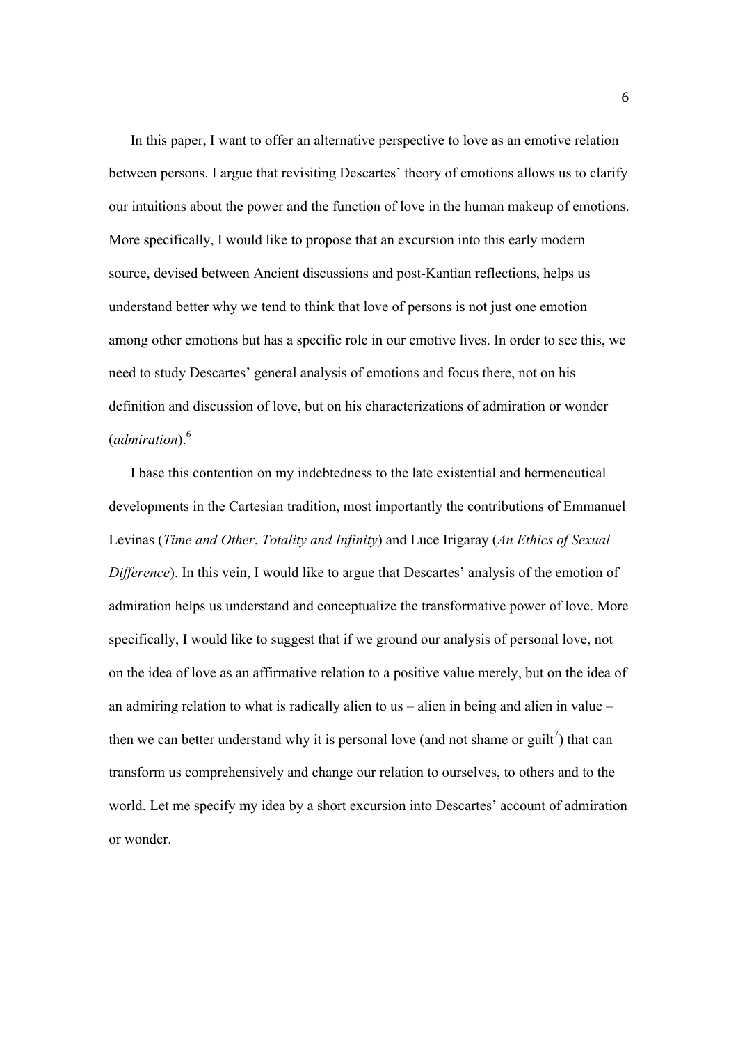In this paper, I want to offer an alternative perspective to love as an emotive relation between persons. I argue that revisiting Descartes' theory of emotions allows us to clarify our intuitions about the power and the function of love in the human makeup of emotions. More specifically, I would like to propose that an excursion into this early modern source, devised between Ancient discussions and post-Kantian reflections, helps us understand better why we tend to think that love of persons is not just one emotion among other emotions but has a specific role in our emotive lives. In order to see this, we need to study Descartes' general analysis of emotions and focus there, not on his definition and discussion of love, but on his characterizations of admiration or wonder (*admiration*).[6]

I base this contention on my indebtedness to the late existential and hermeneutical developments in the Cartesian tradition, most importantly the contributions of Emmanuel Levinas (*Time and Other*, *Totality and Infinity*) and Luce Irigaray (*An Ethics of Sexual Difference*). In this vein, I would like to argue that Descartes' analysis of the emotion of admiration helps us understand and conceptualize the transformative power of love. More specifically, I would like to suggest that if we ground our analysis of personal love, not on the idea of love as an affirmative relation to a positive value merely, but on the idea of an admiring relation to what is radically alien to us – alien in being and alien in value – then we can better understand why it is personal love (and not shame or guilt[7]) that can transform us comprehensively and change our relation to ourselves, to others and to the world. Let me specify my idea by a short excursion into Descartes' account of admiration or wonder.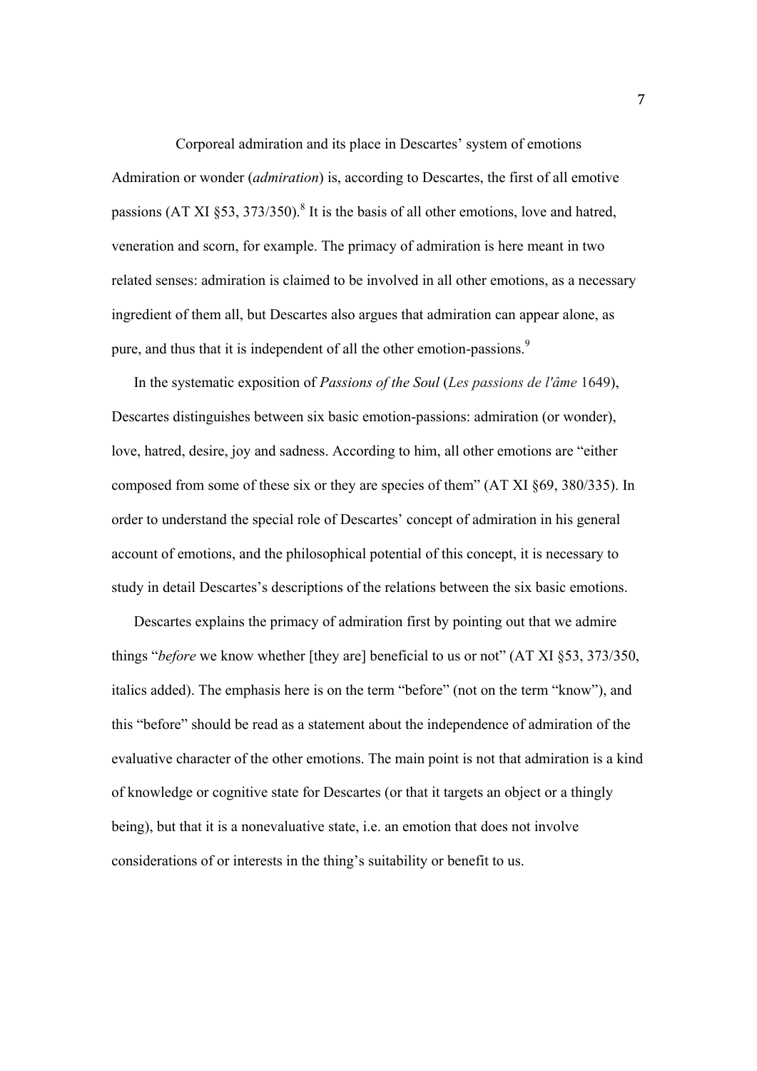## Corporeal admiration and its place in Descartes' system of emotions

Admiration or wonder (*admiration*) is, according to Descartes, the first of all emotive passions (AT XI §53, 373/350).[8] It is the basis of all other emotions, love and hatred, veneration and scorn, for example. The primacy of admiration is here meant in two related senses: admiration is claimed to be involved in all other emotions, as a necessary ingredient of them all, but Descartes also argues that admiration can appear alone, as pure, and thus that it is independent of all the other emotion-passions.[9]

In the systematic exposition of *Passions of the Soul* (*Les passions de l'âme* 1649), Descartes distinguishes between six basic emotion-passions: admiration (or wonder), love, hatred, desire, joy and sadness. According to him, all other emotions are "either composed from some of these six or they are species of them" (AT XI §69, 380/335). In order to understand the special role of Descartes' concept of admiration in his general account of emotions, and the philosophical potential of this concept, it is necessary to study in detail Descartes's descriptions of the relations between the six basic emotions.

Descartes explains the primacy of admiration first by pointing out that we admire things "*before* we know whether [they are] beneficial to us or not" (AT XI §53, 373/350, italics added). The emphasis here is on the term "before" (not on the term "know"), and this "before" should be read as a statement about the independence of admiration of the evaluative character of the other emotions. The main point is not that admiration is a kind of knowledge or cognitive state for Descartes (or that it targets an object or a thingly being), but that it is a nonevaluative state, i.e. an emotion that does not involve considerations of or interests in the thing's suitability or benefit to us.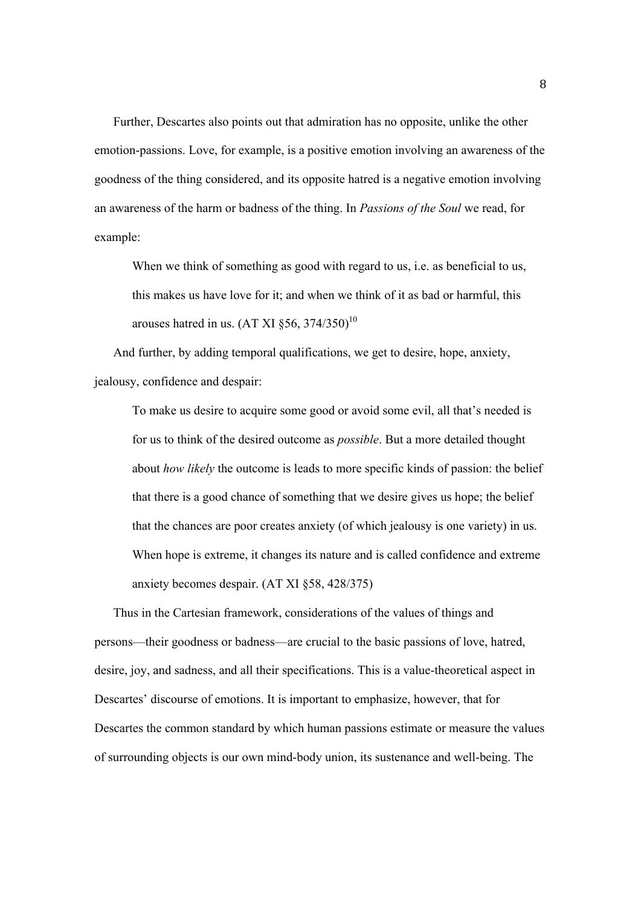Further, Descartes also points out that admiration has no opposite, unlike the other emotion-passions. Love, for example, is a positive emotion involving an awareness of the goodness of the thing considered, and its opposite hatred is a negative emotion involving an awareness of the harm or badness of the thing. In *Passions of the Soul* we read, for example:

> When we think of something as good with regard to us, i.e. as beneficial to us, this makes us have love for it; and when we think of it as bad or harmful, this arouses hatred in us. (AT XI §56, 374/350)[10]

And further, by adding temporal qualifications, we get to desire, hope, anxiety, jealousy, confidence and despair:

> To make us desire to acquire some good or avoid some evil, all that's needed is for us to think of the desired outcome as *possible*. But a more detailed thought about *how likely* the outcome is leads to more specific kinds of passion: the belief that there is a good chance of something that we desire gives us hope; the belief that the chances are poor creates anxiety (of which jealousy is one variety) in us. When hope is extreme, it changes its nature and is called confidence and extreme anxiety becomes despair. (AT XI §58, 428/375)

Thus in the Cartesian framework, considerations of the values of things and persons—their goodness or badness—are crucial to the basic passions of love, hatred, desire, joy, and sadness, and all their specifications. This is a value-theoretical aspect in Descartes' discourse of emotions. It is important to emphasize, however, that for Descartes the common standard by which human passions estimate or measure the values of surrounding objects is our own mind-body union, its sustenance and well-being. The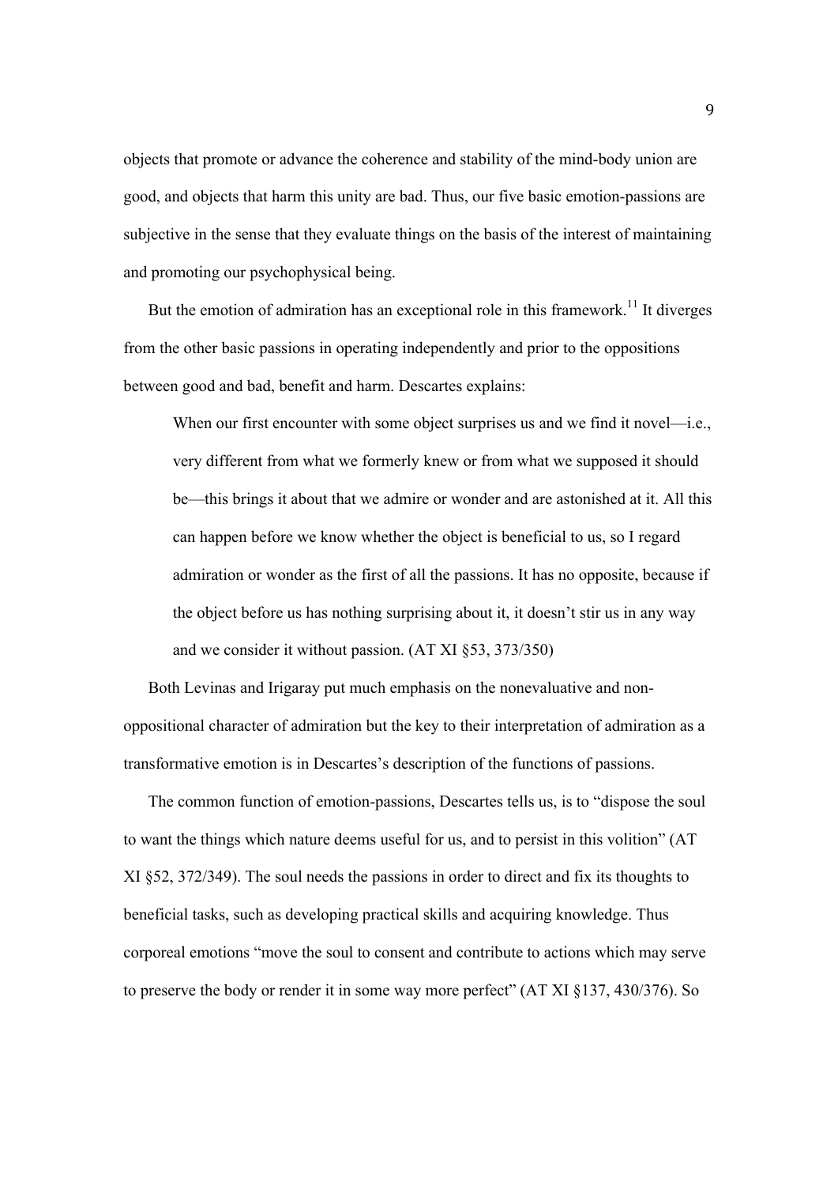objects that promote or advance the coherence and stability of the mind-body union are good, and objects that harm this unity are bad. Thus, our five basic emotion-passions are subjective in the sense that they evaluate things on the basis of the interest of maintaining and promoting our psychophysical being.

But the emotion of admiration has an exceptional role in this framework.[11] It diverges from the other basic passions in operating independently and prior to the oppositions between good and bad, benefit and harm. Descartes explains:

> When our first encounter with some object surprises us and we find it novel—i.e., very different from what we formerly knew or from what we supposed it should be—this brings it about that we admire or wonder and are astonished at it. All this can happen before we know whether the object is beneficial to us, so I regard admiration or wonder as the first of all the passions. It has no opposite, because if the object before us has nothing surprising about it, it doesn't stir us in any way and we consider it without passion. (AT XI §53, 373/350)

Both Levinas and Irigaray put much emphasis on the nonevaluative and non-oppositional character of admiration but the key to their interpretation of admiration as a transformative emotion is in Descartes's description of the functions of passions.

The common function of emotion-passions, Descartes tells us, is to "dispose the soul to want the things which nature deems useful for us, and to persist in this volition" (AT XI §52, 372/349). The soul needs the passions in order to direct and fix its thoughts to beneficial tasks, such as developing practical skills and acquiring knowledge. Thus corporeal emotions "move the soul to consent and contribute to actions which may serve to preserve the body or render it in some way more perfect" (AT XI §137, 430/376). So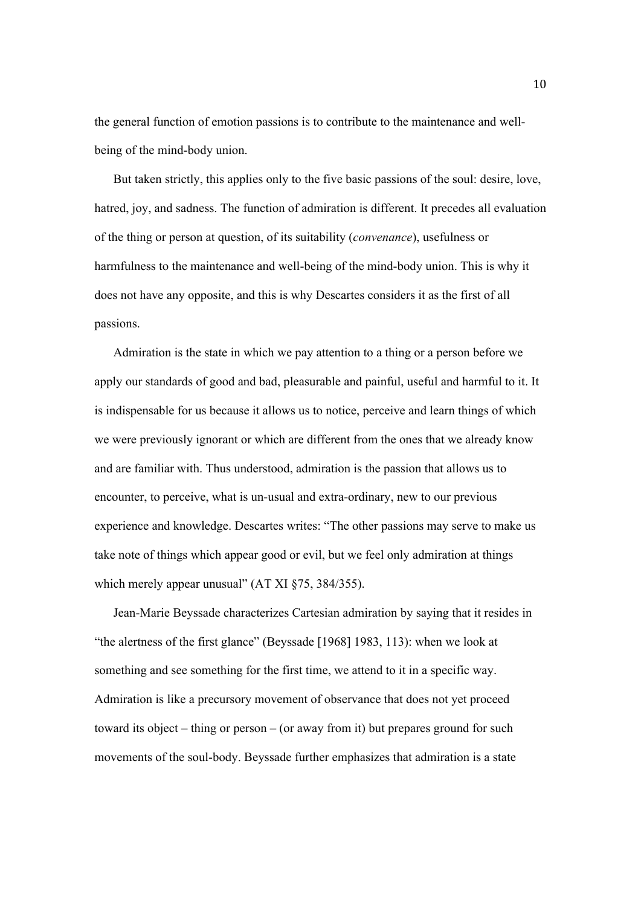the general function of emotion passions is to contribute to the maintenance and well-being of the mind-body union.

But taken strictly, this applies only to the five basic passions of the soul: desire, love, hatred, joy, and sadness. The function of admiration is different. It precedes all evaluation of the thing or person at question, of its suitability (*convenance*), usefulness or harmfulness to the maintenance and well-being of the mind-body union. This is why it does not have any opposite, and this is why Descartes considers it as the first of all passions.

Admiration is the state in which we pay attention to a thing or a person before we apply our standards of good and bad, pleasurable and painful, useful and harmful to it. It is indispensable for us because it allows us to notice, perceive and learn things of which we were previously ignorant or which are different from the ones that we already know and are familiar with. Thus understood, admiration is the passion that allows us to encounter, to perceive, what is un-usual and extra-ordinary, new to our previous experience and knowledge. Descartes writes: "The other passions may serve to make us take note of things which appear good or evil, but we feel only admiration at things which merely appear unusual" (AT XI §75, 384/355).

Jean-Marie Beyssade characterizes Cartesian admiration by saying that it resides in "the alertness of the first glance" (Beyssade [1968] 1983, 113): when we look at something and see something for the first time, we attend to it in a specific way. Admiration is like a precursory movement of observance that does not yet proceed toward its object – thing or person – (or away from it) but prepares ground for such movements of the soul-body. Beyssade further emphasizes that admiration is a state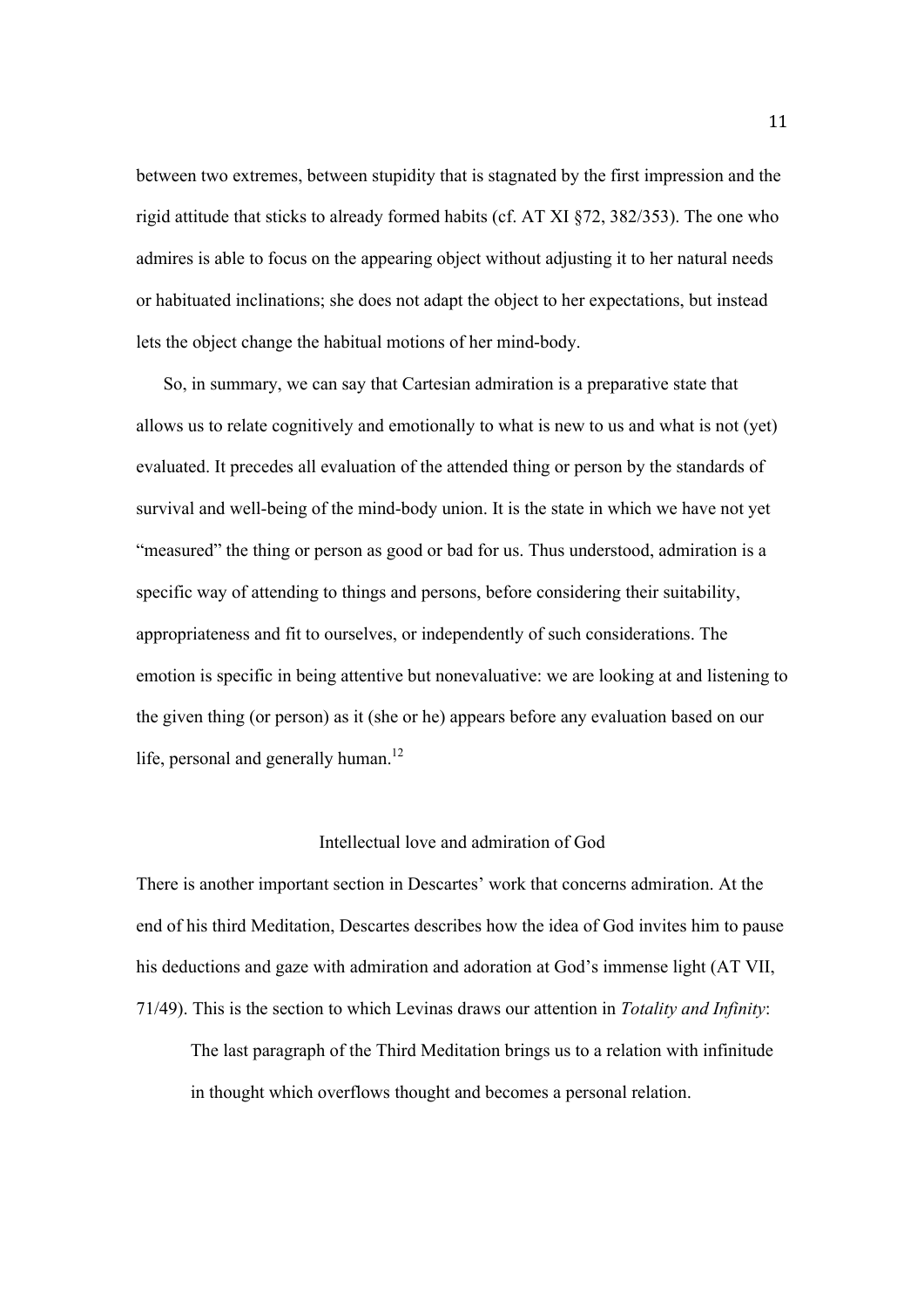between two extremes, between stupidity that is stagnated by the first impression and the rigid attitude that sticks to already formed habits (cf. AT XI §72, 382/353). The one who admires is able to focus on the appearing object without adjusting it to her natural needs or habituated inclinations; she does not adapt the object to her expectations, but instead lets the object change the habitual motions of her mind-body.

So, in summary, we can say that Cartesian admiration is a preparative state that allows us to relate cognitively and emotionally to what is new to us and what is not (yet) evaluated. It precedes all evaluation of the attended thing or person by the standards of survival and well-being of the mind-body union. It is the state in which we have not yet "measured" the thing or person as good or bad for us. Thus understood, admiration is a specific way of attending to things and persons, before considering their suitability, appropriateness and fit to ourselves, or independently of such considerations. The emotion is specific in being attentive but nonevaluative: we are looking at and listening to the given thing (or person) as it (she or he) appears before any evaluation based on our life, personal and generally human.[12]

## Intellectual love and admiration of God

There is another important section in Descartes' work that concerns admiration. At the end of his third Meditation, Descartes describes how the idea of God invites him to pause his deductions and gaze with admiration and adoration at God's immense light (AT VII, 71/49). This is the section to which Levinas draws our attention in *Totality and Infinity*:

> The last paragraph of the Third Meditation brings us to a relation with infinitude in thought which overflows thought and becomes a personal relation.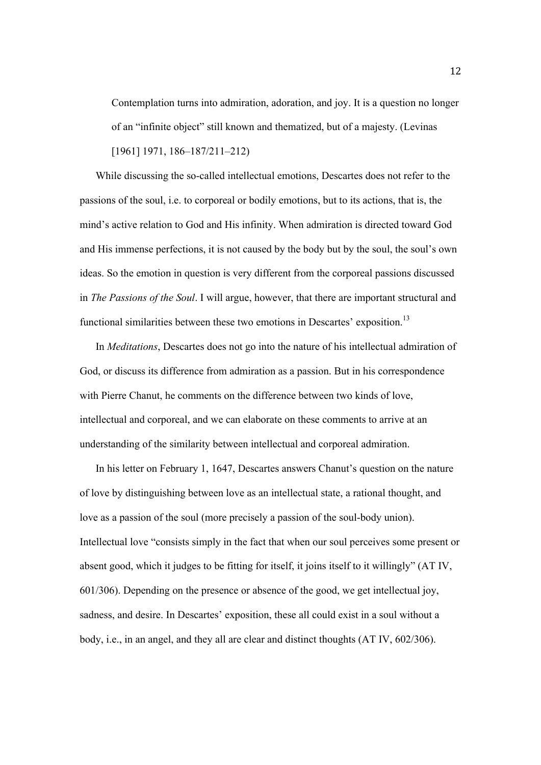> Contemplation turns into admiration, adoration, and joy. It is a question no longer of an "infinite object" still known and thematized, but of a majesty. (Levinas [1961] 1971, 186–187/211–212)

While discussing the so-called intellectual emotions, Descartes does not refer to the passions of the soul, i.e. to corporeal or bodily emotions, but to its actions, that is, the mind's active relation to God and His infinity. When admiration is directed toward God and His immense perfections, it is not caused by the body but by the soul, the soul's own ideas. So the emotion in question is very different from the corporeal passions discussed in *The Passions of the Soul*. I will argue, however, that there are important structural and functional similarities between these two emotions in Descartes' exposition.[13]

In *Meditations*, Descartes does not go into the nature of his intellectual admiration of God, or discuss its difference from admiration as a passion. But in his correspondence with Pierre Chanut, he comments on the difference between two kinds of love, intellectual and corporeal, and we can elaborate on these comments to arrive at an understanding of the similarity between intellectual and corporeal admiration.

In his letter on February 1, 1647, Descartes answers Chanut's question on the nature of love by distinguishing between love as an intellectual state, a rational thought, and love as a passion of the soul (more precisely a passion of the soul-body union). Intellectual love "consists simply in the fact that when our soul perceives some present or absent good, which it judges to be fitting for itself, it joins itself to it willingly" (AT IV, 601/306). Depending on the presence or absence of the good, we get intellectual joy, sadness, and desire. In Descartes' exposition, these all could exist in a soul without a body, i.e., in an angel, and they all are clear and distinct thoughts (AT IV, 602/306).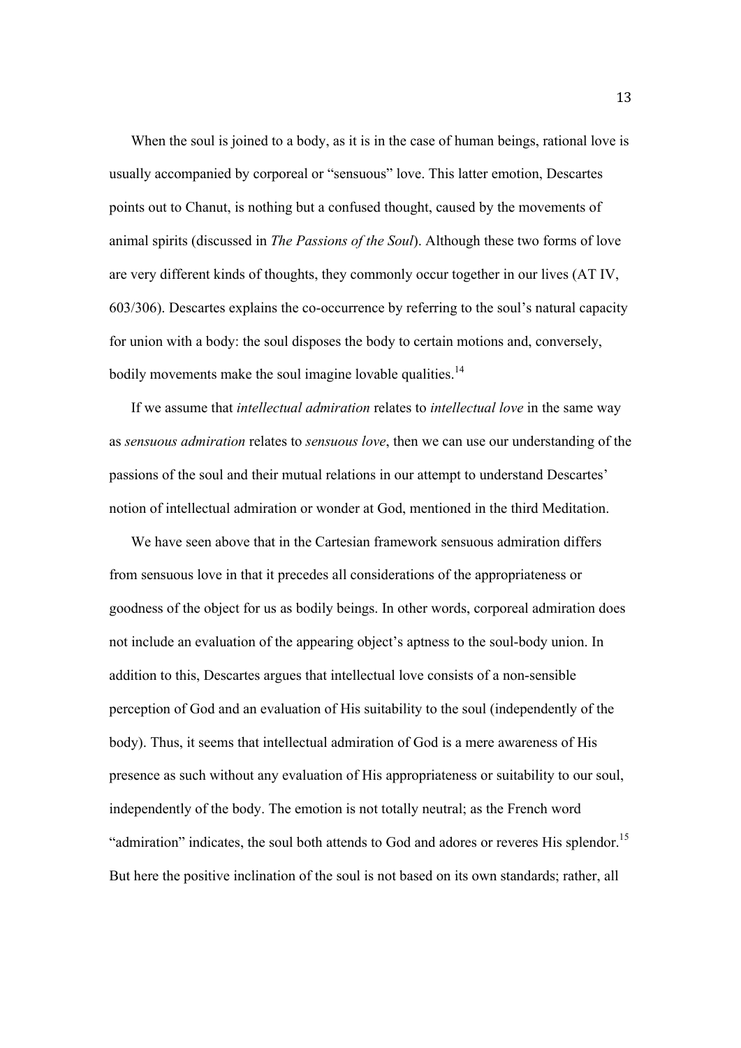When the soul is joined to a body, as it is in the case of human beings, rational love is usually accompanied by corporeal or "sensuous" love. This latter emotion, Descartes points out to Chanut, is nothing but a confused thought, caused by the movements of animal spirits (discussed in *The Passions of the Soul*). Although these two forms of love are very different kinds of thoughts, they commonly occur together in our lives (AT IV, 603/306). Descartes explains the co-occurrence by referring to the soul's natural capacity for union with a body: the soul disposes the body to certain motions and, conversely, bodily movements make the soul imagine lovable qualities.[14]

If we assume that *intellectual admiration* relates to *intellectual love* in the same way as *sensuous admiration* relates to *sensuous love*, then we can use our understanding of the passions of the soul and their mutual relations in our attempt to understand Descartes' notion of intellectual admiration or wonder at God, mentioned in the third Meditation.

We have seen above that in the Cartesian framework sensuous admiration differs from sensuous love in that it precedes all considerations of the appropriateness or goodness of the object for us as bodily beings. In other words, corporeal admiration does not include an evaluation of the appearing object's aptness to the soul-body union. In addition to this, Descartes argues that intellectual love consists of a non-sensible perception of God and an evaluation of His suitability to the soul (independently of the body). Thus, it seems that intellectual admiration of God is a mere awareness of His presence as such without any evaluation of His appropriateness or suitability to our soul, independently of the body. The emotion is not totally neutral; as the French word "admiration" indicates, the soul both attends to God and adores or reveres His splendor.[15] But here the positive inclination of the soul is not based on its own standards; rather, all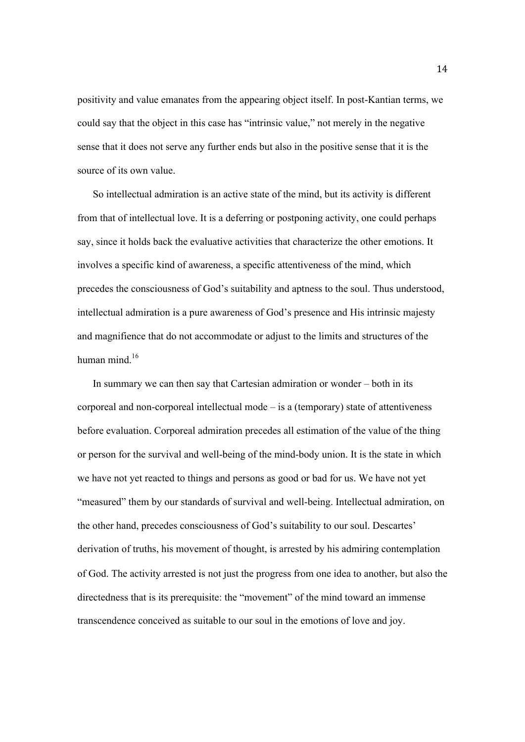positivity and value emanates from the appearing object itself. In post-Kantian terms, we could say that the object in this case has "intrinsic value," not merely in the negative sense that it does not serve any further ends but also in the positive sense that it is the source of its own value.

So intellectual admiration is an active state of the mind, but its activity is different from that of intellectual love. It is a deferring or postponing activity, one could perhaps say, since it holds back the evaluative activities that characterize the other emotions. It involves a specific kind of awareness, a specific attentiveness of the mind, which precedes the consciousness of God's suitability and aptness to the soul. Thus understood, intellectual admiration is a pure awareness of God's presence and His intrinsic majesty and magnifience that do not accommodate or adjust to the limits and structures of the human mind.[16]

In summary we can then say that Cartesian admiration or wonder – both in its corporeal and non-corporeal intellectual mode – is a (temporary) state of attentiveness before evaluation. Corporeal admiration precedes all estimation of the value of the thing or person for the survival and well-being of the mind-body union. It is the state in which we have not yet reacted to things and persons as good or bad for us. We have not yet "measured" them by our standards of survival and well-being. Intellectual admiration, on the other hand, precedes consciousness of God's suitability to our soul. Descartes' derivation of truths, his movement of thought, is arrested by his admiring contemplation of God. The activity arrested is not just the progress from one idea to another, but also the directedness that is its prerequisite: the "movement" of the mind toward an immense transcendence conceived as suitable to our soul in the emotions of love and joy.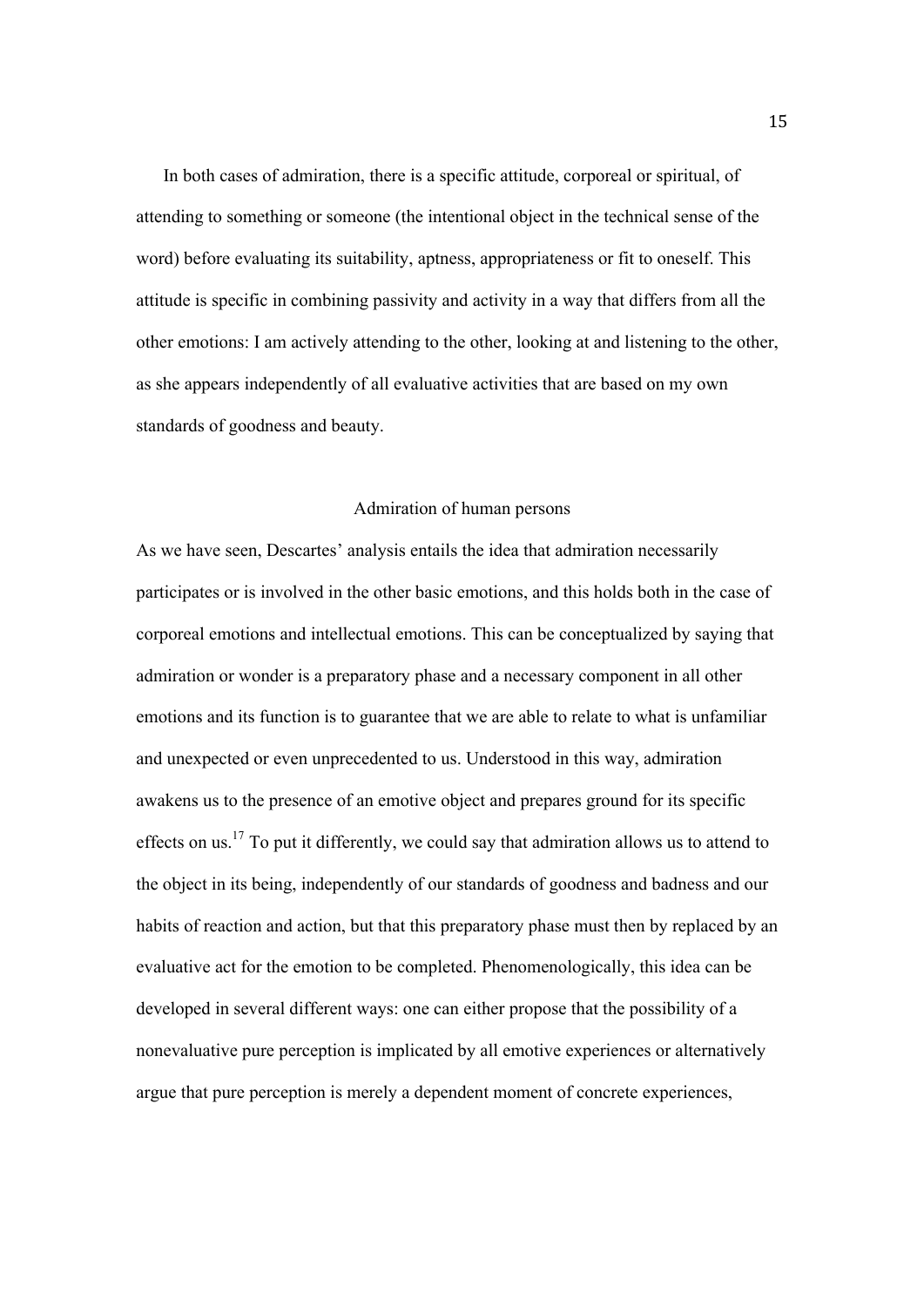In both cases of admiration, there is a specific attitude, corporeal or spiritual, of attending to something or someone (the intentional object in the technical sense of the word) before evaluating its suitability, aptness, appropriateness or fit to oneself. This attitude is specific in combining passivity and activity in a way that differs from all the other emotions: I am actively attending to the other, looking at and listening to the other, as she appears independently of all evaluative activities that are based on my own standards of goodness and beauty.

## Admiration of human persons

As we have seen, Descartes' analysis entails the idea that admiration necessarily participates or is involved in the other basic emotions, and this holds both in the case of corporeal emotions and intellectual emotions. This can be conceptualized by saying that admiration or wonder is a preparatory phase and a necessary component in all other emotions and its function is to guarantee that we are able to relate to what is unfamiliar and unexpected or even unprecedented to us. Understood in this way, admiration awakens us to the presence of an emotive object and prepares ground for its specific effects on us.[17] To put it differently, we could say that admiration allows us to attend to the object in its being, independently of our standards of goodness and badness and our habits of reaction and action, but that this preparatory phase must then by replaced by an evaluative act for the emotion to be completed. Phenomenologically, this idea can be developed in several different ways: one can either propose that the possibility of a nonevaluative pure perception is implicated by all emotive experiences or alternatively argue that pure perception is merely a dependent moment of concrete experiences,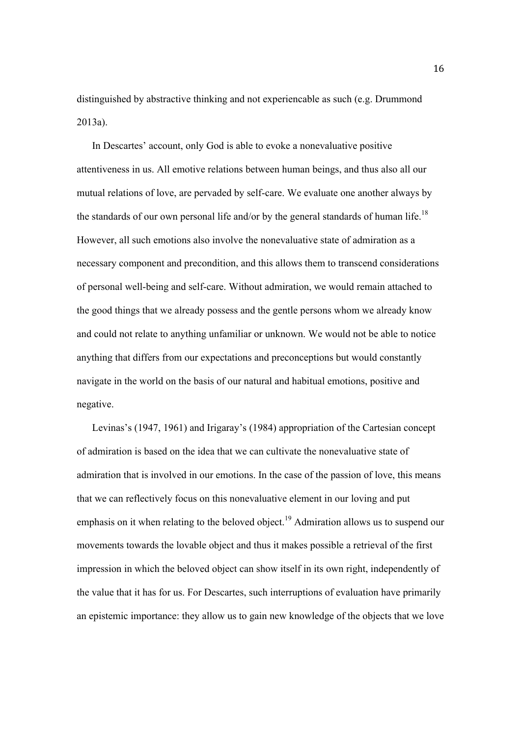distinguished by abstractive thinking and not experiencable as such (e.g. Drummond 2013a).

In Descartes' account, only God is able to evoke a nonevaluative positive attentiveness in us. All emotive relations between human beings, and thus also all our mutual relations of love, are pervaded by self-care. We evaluate one another always by the standards of our own personal life and/or by the general standards of human life.[18] However, all such emotions also involve the nonevaluative state of admiration as a necessary component and precondition, and this allows them to transcend considerations of personal well-being and self-care. Without admiration, we would remain attached to the good things that we already possess and the gentle persons whom we already know and could not relate to anything unfamiliar or unknown. We would not be able to notice anything that differs from our expectations and preconceptions but would constantly navigate in the world on the basis of our natural and habitual emotions, positive and negative.

Levinas's (1947, 1961) and Irigaray's (1984) appropriation of the Cartesian concept of admiration is based on the idea that we can cultivate the nonevaluative state of admiration that is involved in our emotions. In the case of the passion of love, this means that we can reflectively focus on this nonevaluative element in our loving and put emphasis on it when relating to the beloved object.[19] Admiration allows us to suspend our movements towards the lovable object and thus it makes possible a retrieval of the first impression in which the beloved object can show itself in its own right, independently of the value that it has for us. For Descartes, such interruptions of evaluation have primarily an epistemic importance: they allow us to gain new knowledge of the objects that we love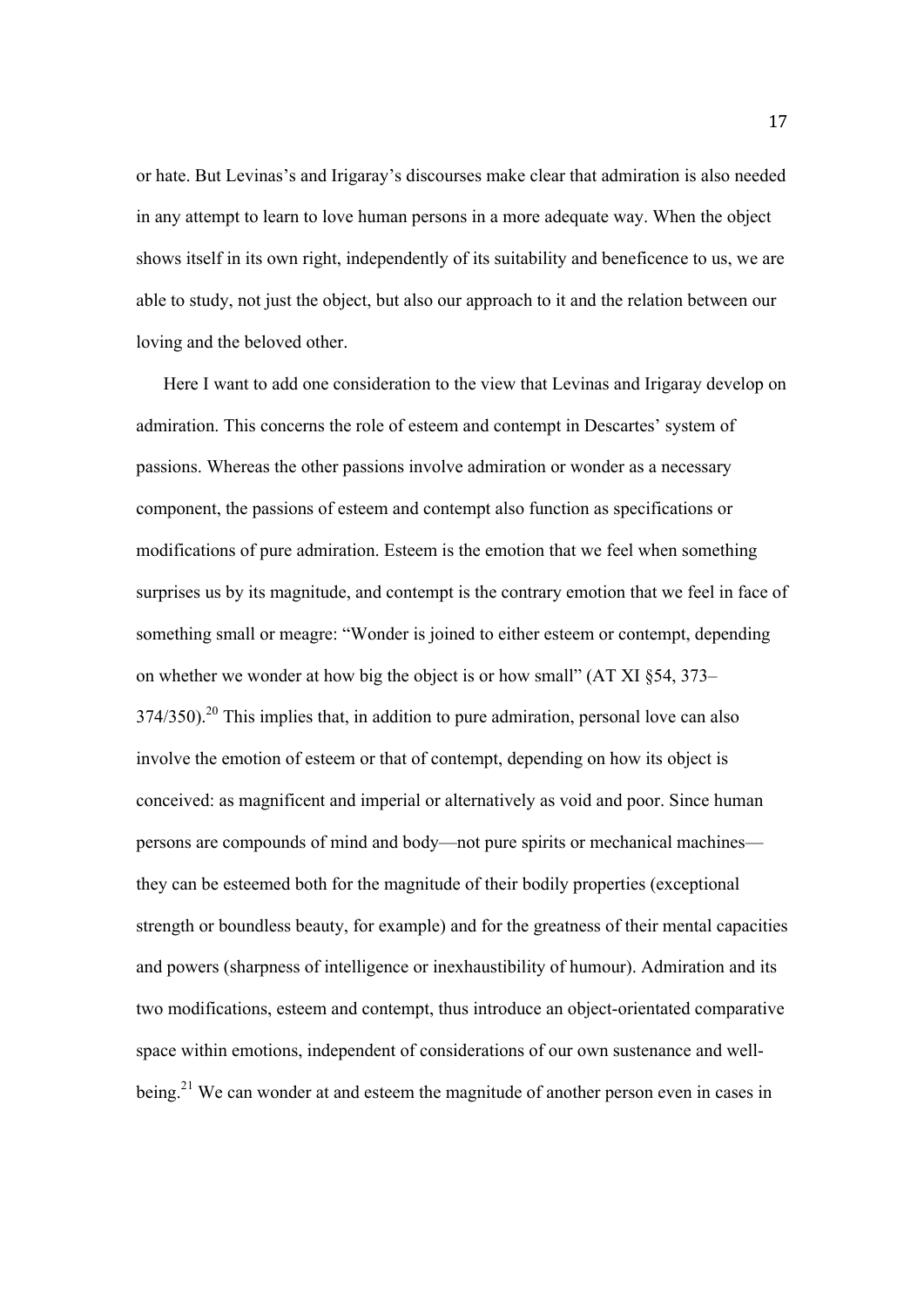or hate. But Levinas's and Irigaray's discourses make clear that admiration is also needed in any attempt to learn to love human persons in a more adequate way. When the object shows itself in its own right, independently of its suitability and beneficence to us, we are able to study, not just the object, but also our approach to it and the relation between our loving and the beloved other.

Here I want to add one consideration to the view that Levinas and Irigaray develop on admiration. This concerns the role of esteem and contempt in Descartes' system of passions. Whereas the other passions involve admiration or wonder as a necessary component, the passions of esteem and contempt also function as specifications or modifications of pure admiration. Esteem is the emotion that we feel when something surprises us by its magnitude, and contempt is the contrary emotion that we feel in face of something small or meagre: "Wonder is joined to either esteem or contempt, depending on whether we wonder at how big the object is or how small" (AT XI §54, 373–374/350).[20] This implies that, in addition to pure admiration, personal love can also involve the emotion of esteem or that of contempt, depending on how its object is conceived: as magnificent and imperial or alternatively as void and poor. Since human persons are compounds of mind and body—not pure spirits or mechanical machines—they can be esteemed both for the magnitude of their bodily properties (exceptional strength or boundless beauty, for example) and for the greatness of their mental capacities and powers (sharpness of intelligence or inexhaustibility of humour). Admiration and its two modifications, esteem and contempt, thus introduce an object-orientated comparative space within emotions, independent of considerations of our own sustenance and well-being.[21] We can wonder at and esteem the magnitude of another person even in cases in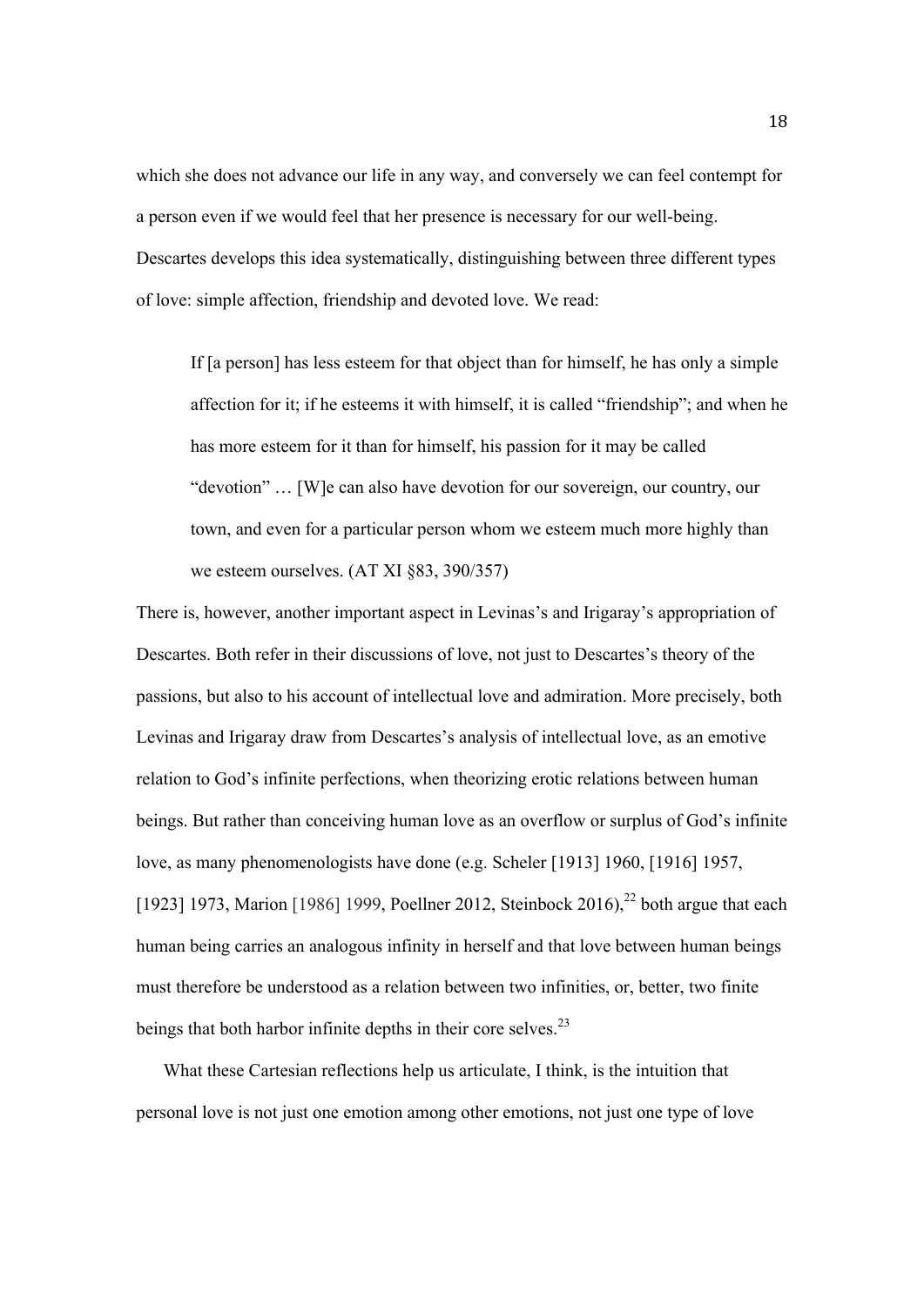which she does not advance our life in any way, and conversely we can feel contempt for a person even if we would feel that her presence is necessary for our well-being. Descartes develops this idea systematically, distinguishing between three different types of love: simple affection, friendship and devoted love. We read:

> If [a person] has less esteem for that object than for himself, he has only a simple affection for it; if he esteems it with himself, it is called "friendship"; and when he has more esteem for it than for himself, his passion for it may be called "devotion" … [W]e can also have devotion for our sovereign, our country, our town, and even for a particular person whom we esteem much more highly than we esteem ourselves. (AT XI §83, 390/357)

There is, however, another important aspect in Levinas's and Irigaray's appropriation of Descartes. Both refer in their discussions of love, not just to Descartes's theory of the passions, but also to his account of intellectual love and admiration. More precisely, both Levinas and Irigaray draw from Descartes's analysis of intellectual love, as an emotive relation to God's infinite perfections, when theorizing erotic relations between human beings. But rather than conceiving human love as an overflow or surplus of God's infinite love, as many phenomenologists have done (e.g. Scheler [1913] 1960, [1916] 1957, [1923] 1973, Marion [1986] 1999, Poellner 2012, Steinbock 2016),[22] both argue that each human being carries an analogous infinity in herself and that love between human beings must therefore be understood as a relation between two infinities, or, better, two finite beings that both harbor infinite depths in their core selves.[23]

What these Cartesian reflections help us articulate, I think, is the intuition that personal love is not just one emotion among other emotions, not just one type of love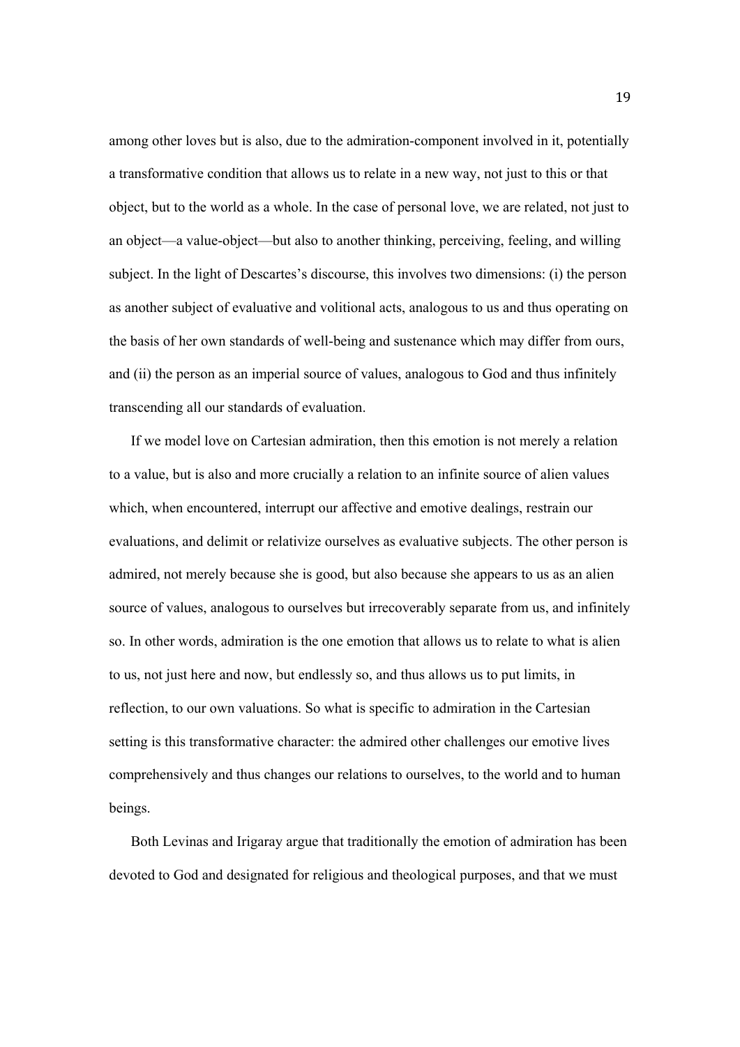among other loves but is also, due to the admiration-component involved in it, potentially a transformative condition that allows us to relate in a new way, not just to this or that object, but to the world as a whole. In the case of personal love, we are related, not just to an object—a value-object—but also to another thinking, perceiving, feeling, and willing subject. In the light of Descartes's discourse, this involves two dimensions: (i) the person as another subject of evaluative and volitional acts, analogous to us and thus operating on the basis of her own standards of well-being and sustenance which may differ from ours, and (ii) the person as an imperial source of values, analogous to God and thus infinitely transcending all our standards of evaluation.

If we model love on Cartesian admiration, then this emotion is not merely a relation to a value, but is also and more crucially a relation to an infinite source of alien values which, when encountered, interrupt our affective and emotive dealings, restrain our evaluations, and delimit or relativize ourselves as evaluative subjects. The other person is admired, not merely because she is good, but also because she appears to us as an alien source of values, analogous to ourselves but irrecoverably separate from us, and infinitely so. In other words, admiration is the one emotion that allows us to relate to what is alien to us, not just here and now, but endlessly so, and thus allows us to put limits, in reflection, to our own valuations. So what is specific to admiration in the Cartesian setting is this transformative character: the admired other challenges our emotive lives comprehensively and thus changes our relations to ourselves, to the world and to human beings.

Both Levinas and Irigaray argue that traditionally the emotion of admiration has been devoted to God and designated for religious and theological purposes, and that we must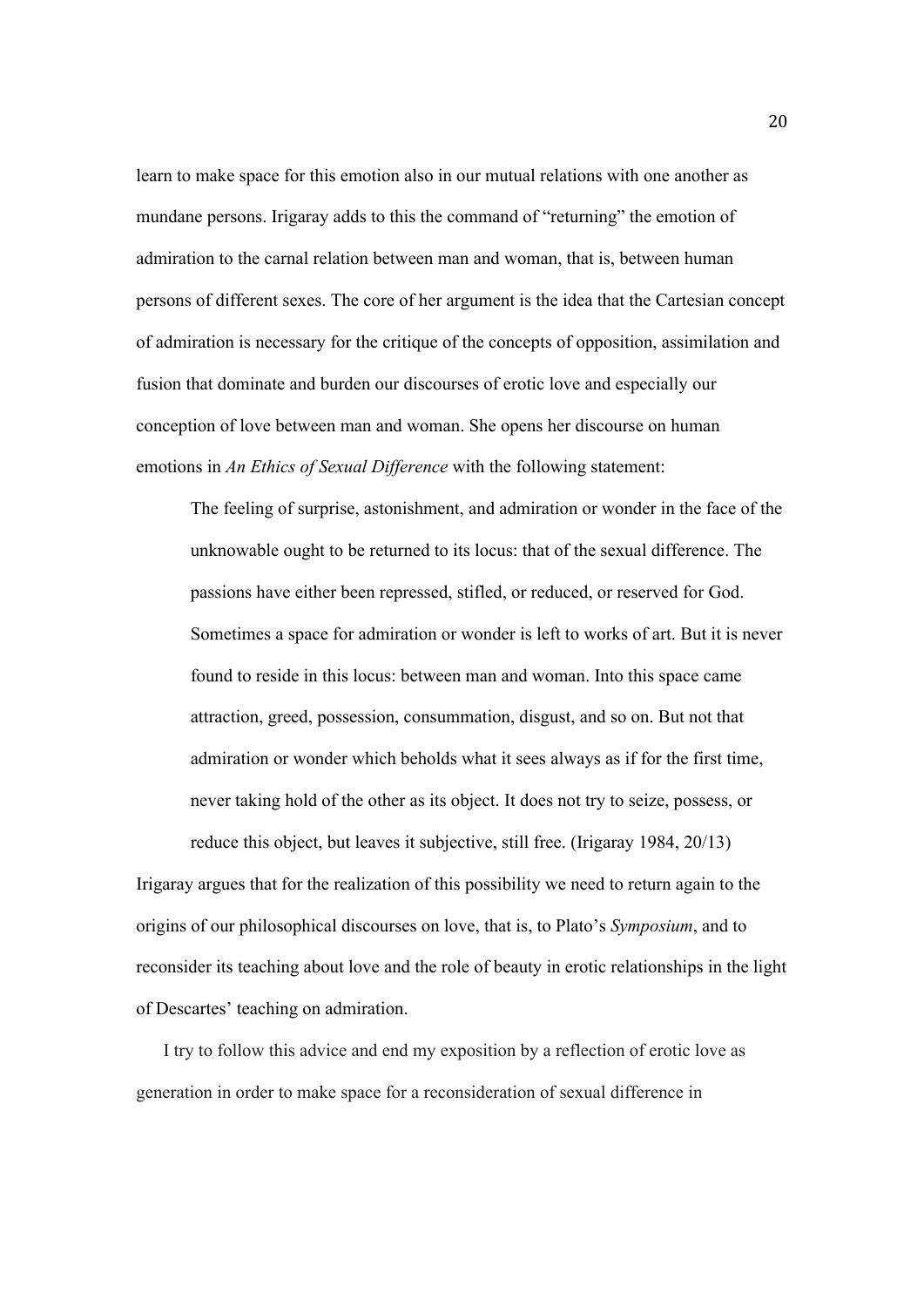learn to make space for this emotion also in our mutual relations with one another as mundane persons. Irigaray adds to this the command of "returning" the emotion of admiration to the carnal relation between man and woman, that is, between human persons of different sexes. The core of her argument is the idea that the Cartesian concept of admiration is necessary for the critique of the concepts of opposition, assimilation and fusion that dominate and burden our discourses of erotic love and especially our conception of love between man and woman. She opens her discourse on human emotions in *An Ethics of Sexual Difference* with the following statement:

> The feeling of surprise, astonishment, and admiration or wonder in the face of the unknowable ought to be returned to its locus: that of the sexual difference. The passions have either been repressed, stifled, or reduced, or reserved for God. Sometimes a space for admiration or wonder is left to works of art. But it is never found to reside in this locus: between man and woman. Into this space came attraction, greed, possession, consummation, disgust, and so on. But not that admiration or wonder which beholds what it sees always as if for the first time, never taking hold of the other as its object. It does not try to seize, possess, or reduce this object, but leaves it subjective, still free. (Irigaray 1984, 20/13)

Irigaray argues that for the realization of this possibility we need to return again to the origins of our philosophical discourses on love, that is, to Plato's *Symposium*, and to reconsider its teaching about love and the role of beauty in erotic relationships in the light of Descartes' teaching on admiration.

I try to follow this advice and end my exposition by a reflection of erotic love as generation in order to make space for a reconsideration of sexual difference in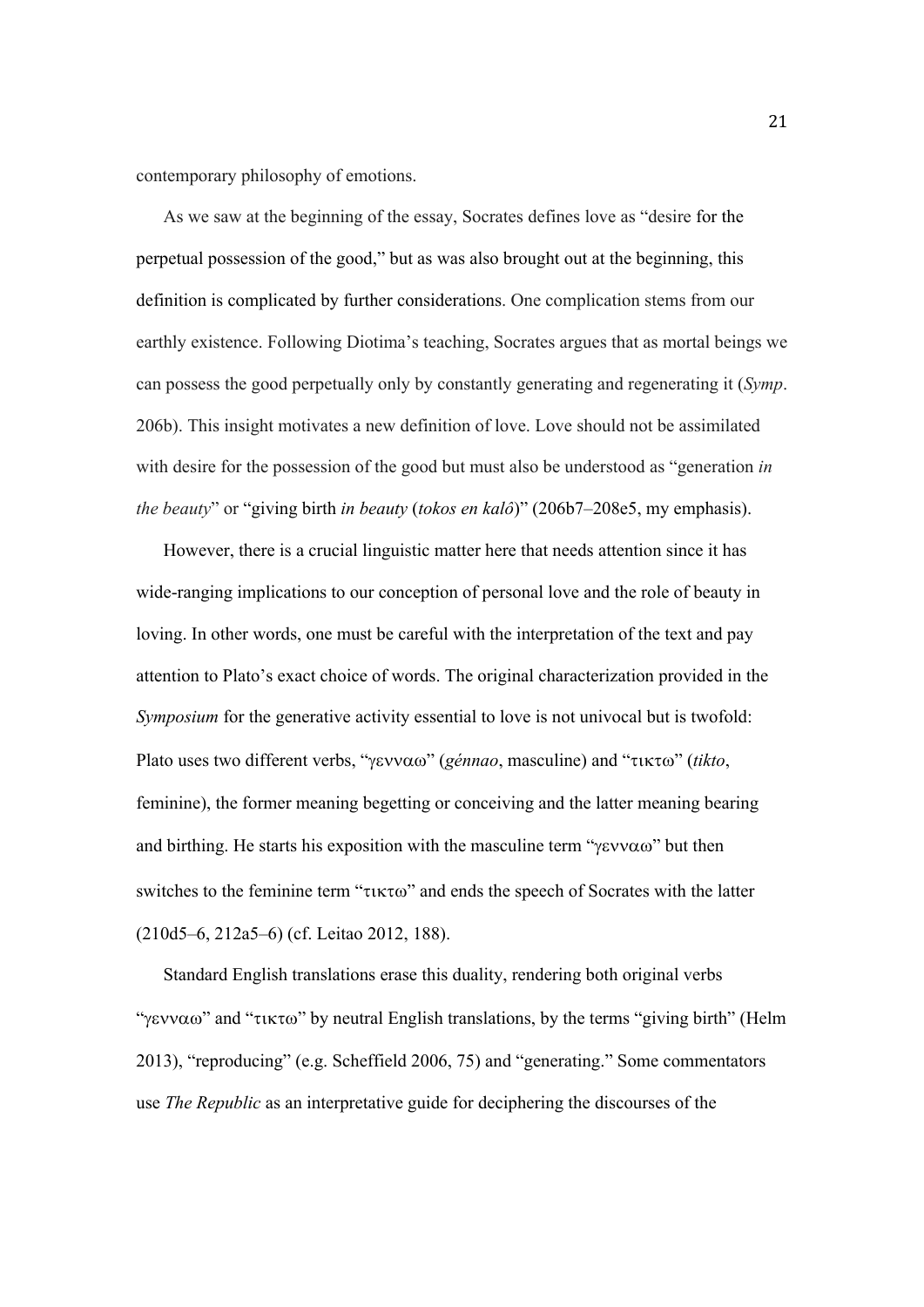contemporary philosophy of emotions.

As we saw at the beginning of the essay, Socrates defines love as "desire for the perpetual possession of the good," but as was also brought out at the beginning, this definition is complicated by further considerations. One complication stems from our earthly existence. Following Diotima's teaching, Socrates argues that as mortal beings we can possess the good perpetually only by constantly generating and regenerating it (*Symp*. 206b). This insight motivates a new definition of love. Love should not be assimilated with desire for the possession of the good but must also be understood as "generation *in the beauty*" or "giving birth *in beauty* (*tokos en kalô*)" (206b7–208e5, my emphasis).

However, there is a crucial linguistic matter here that needs attention since it has wide-ranging implications to our conception of personal love and the role of beauty in loving. In other words, one must be careful with the interpretation of the text and pay attention to Plato's exact choice of words. The original characterization provided in the *Symposium* for the generative activity essential to love is not univocal but is twofold: Plato uses two different verbs, "γενναω" (*génnao*, masculine) and "τικτω" (*tikto*, feminine), the former meaning begetting or conceiving and the latter meaning bearing and birthing. He starts his exposition with the masculine term "γενναω" but then switches to the feminine term "τικτω" and ends the speech of Socrates with the latter (210d5–6, 212a5–6) (cf. Leitao 2012, 188).

Standard English translations erase this duality, rendering both original verbs "γενναω" and "τικτω" by neutral English translations, by the terms "giving birth" (Helm 2013), "reproducing" (e.g. Scheffield 2006, 75) and "generating." Some commentators use *The Republic* as an interpretative guide for deciphering the discourses of the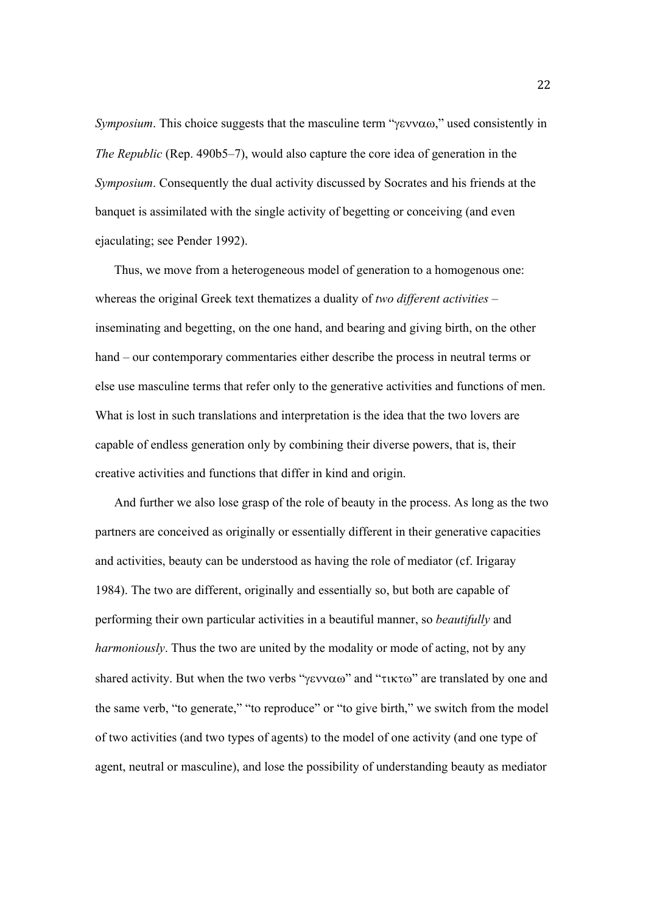*Symposium*. This choice suggests that the masculine term "γενναω," used consistently in *The Republic* (Rep. 490b5–7), would also capture the core idea of generation in the *Symposium*. Consequently the dual activity discussed by Socrates and his friends at the banquet is assimilated with the single activity of begetting or conceiving (and even ejaculating; see Pender 1992).

Thus, we move from a heterogeneous model of generation to a homogenous one: whereas the original Greek text thematizes a duality of *two different activities* – inseminating and begetting, on the one hand, and bearing and giving birth, on the other hand – our contemporary commentaries either describe the process in neutral terms or else use masculine terms that refer only to the generative activities and functions of men. What is lost in such translations and interpretation is the idea that the two lovers are capable of endless generation only by combining their diverse powers, that is, their creative activities and functions that differ in kind and origin.

And further we also lose grasp of the role of beauty in the process. As long as the two partners are conceived as originally or essentially different in their generative capacities and activities, beauty can be understood as having the role of mediator (cf. Irigaray 1984). The two are different, originally and essentially so, but both are capable of performing their own particular activities in a beautiful manner, so *beautifully* and *harmoniously*. Thus the two are united by the modality or mode of acting, not by any shared activity. But when the two verbs "γενναω" and "τικτω" are translated by one and the same verb, "to generate," "to reproduce" or "to give birth," we switch from the model of two activities (and two types of agents) to the model of one activity (and one type of agent, neutral or masculine), and lose the possibility of understanding beauty as mediator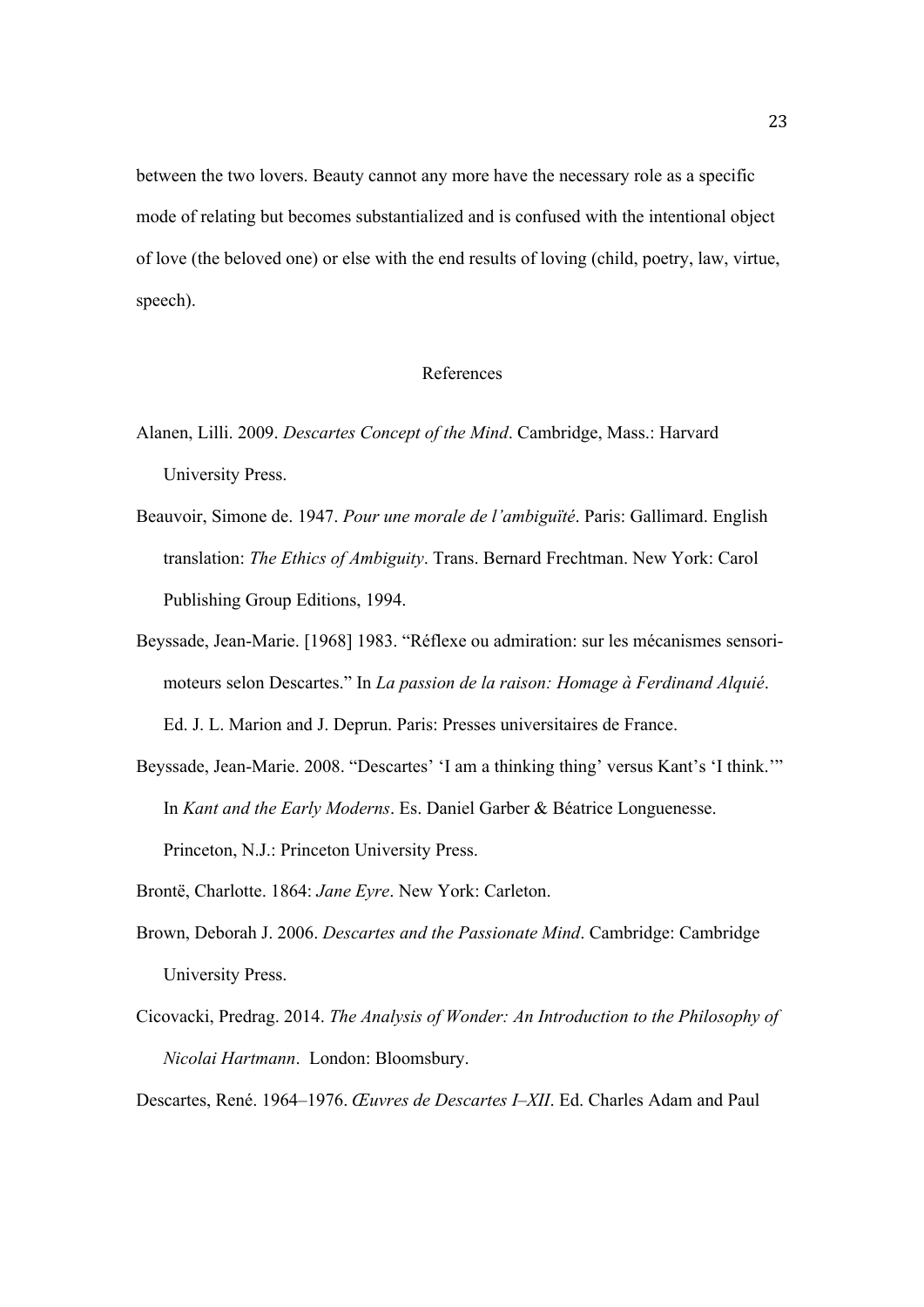between the two lovers. Beauty cannot any more have the necessary role as a specific mode of relating but becomes substantialized and is confused with the intentional object of love (the beloved one) or else with the end results of loving (child, poetry, law, virtue, speech).

## References

Alanen, Lilli. 2009. *Descartes Concept of the Mind*. Cambridge, Mass.: Harvard University Press.

Beauvoir, Simone de. 1947. *Pour une morale de l'ambiguïté*. Paris: Gallimard. English translation: *The Ethics of Ambiguity*. Trans. Bernard Frechtman. New York: Carol Publishing Group Editions, 1994.

Beyssade, Jean-Marie. [1968] 1983. "Réflexe ou admiration: sur les mécanismes sensori-moteurs selon Descartes." In *La passion de la raison: Homage à Ferdinand Alquié*. Ed. J. L. Marion and J. Deprun. Paris: Presses universitaires de France.

Beyssade, Jean-Marie. 2008. "Descartes' 'I am a thinking thing' versus Kant's 'I think.'" In *Kant and the Early Moderns*. Es. Daniel Garber & Béatrice Longuenesse. Princeton, N.J.: Princeton University Press.

Brontë, Charlotte. 1864: *Jane Eyre*. New York: Carleton.

Brown, Deborah J. 2006. *Descartes and the Passionate Mind*. Cambridge: Cambridge University Press.

Cicovacki, Predrag. 2014. *The Analysis of Wonder: An Introduction to the Philosophy of Nicolai Hartmann*. London: Bloomsbury.

Descartes, René. 1964–1976. *Œuvres de Descartes I–XII*. Ed. Charles Adam and Paul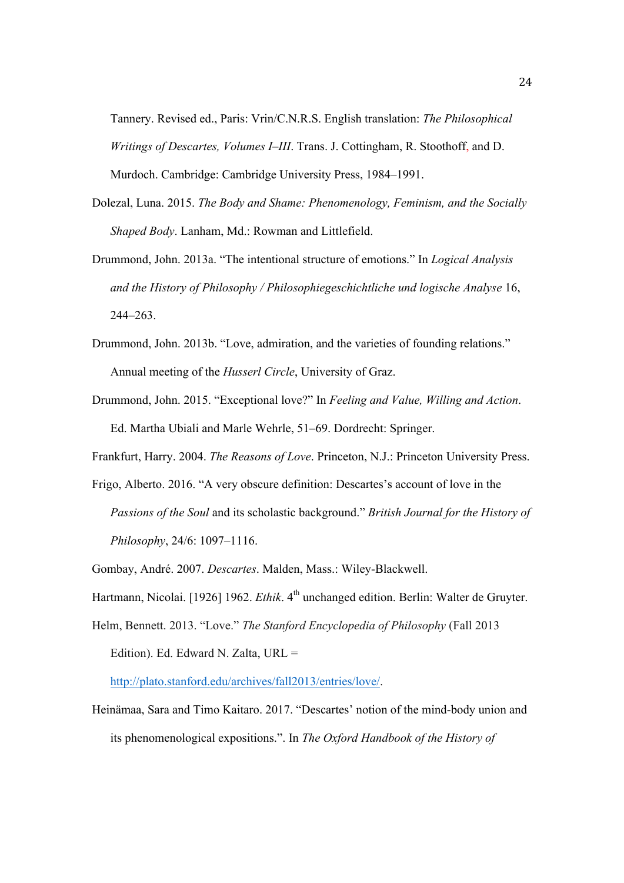Tannery. Revised ed., Paris: Vrin/C.N.R.S. English translation: *The Philosophical Writings of Descartes, Volumes I–III*. Trans. J. Cottingham, R. Stoothoff, and D. Murdoch. Cambridge: Cambridge University Press, 1984–1991.

Dolezal, Luna. 2015. *The Body and Shame: Phenomenology, Feminism, and the Socially Shaped Body*. Lanham, Md.: Rowman and Littlefield.

Drummond, John. 2013a. "The intentional structure of emotions." In *Logical Analysis and the History of Philosophy / Philosophiegeschichtliche und logische Analyse* 16, 244–263.

Drummond, John. 2013b. "Love, admiration, and the varieties of founding relations." Annual meeting of the *Husserl Circle*, University of Graz.

Drummond, John. 2015. "Exceptional love?" In *Feeling and Value, Willing and Action*. Ed. Martha Ubiali and Marle Wehrle, 51–69. Dordrecht: Springer.

Frankfurt, Harry. 2004. *The Reasons of Love*. Princeton, N.J.: Princeton University Press.

Frigo, Alberto. 2016. "A very obscure definition: Descartes's account of love in the *Passions of the Soul* and its scholastic background." *British Journal for the History of Philosophy*, 24/6: 1097–1116.

Gombay, André. 2007. *Descartes*. Malden, Mass.: Wiley-Blackwell.

Hartmann, Nicolai. [1926] 1962. *Ethik*. 4th unchanged edition. Berlin: Walter de Gruyter.

Helm, Bennett. 2013. "Love." *The Stanford Encyclopedia of Philosophy* (Fall 2013 Edition). Ed. Edward N. Zalta, URL = http://plato.stanford.edu/archives/fall2013/entries/love/.

Heinämaa, Sara and Timo Kaitaro. 2017. "Descartes' notion of the mind-body union and its phenomenological expositions.". In *The Oxford Handbook of the History of*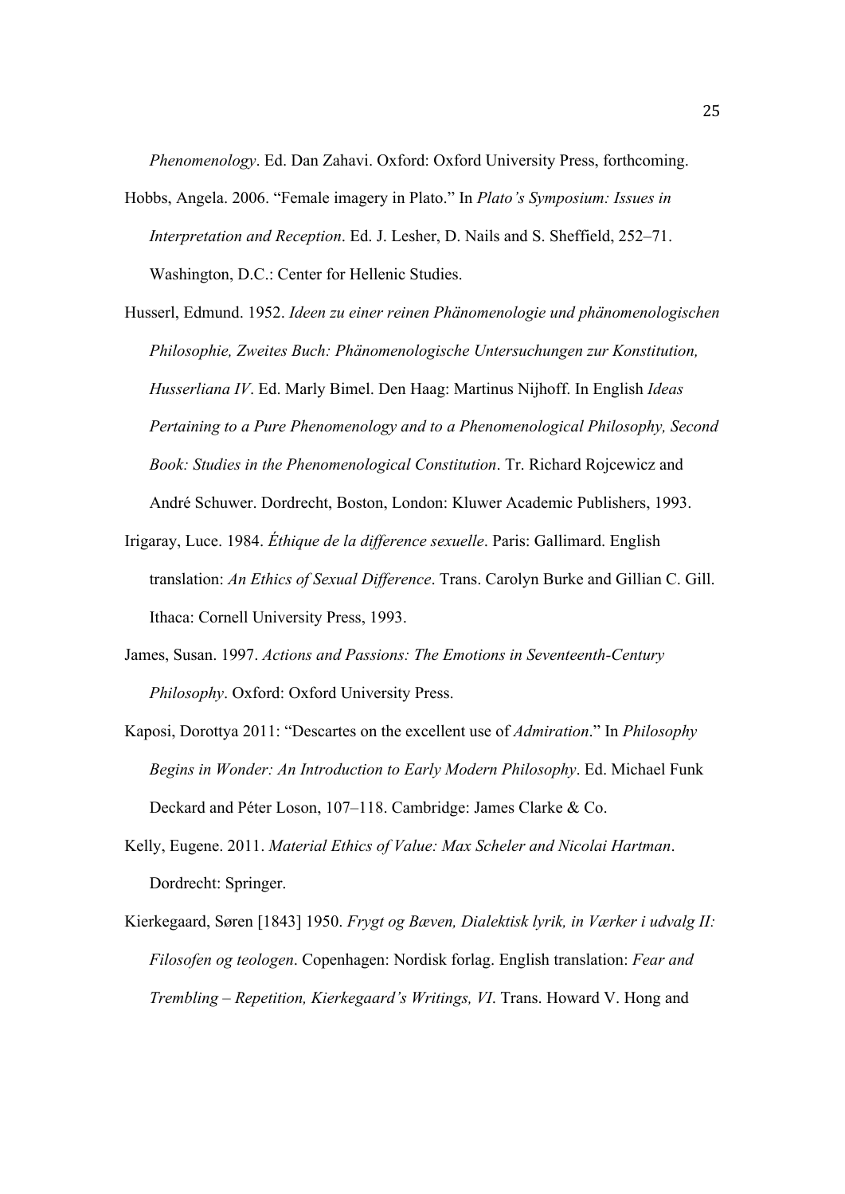*Phenomenology*. Ed. Dan Zahavi. Oxford: Oxford University Press, forthcoming.

Hobbs, Angela. 2006. "Female imagery in Plato." In *Plato's Symposium: Issues in Interpretation and Reception*. Ed. J. Lesher, D. Nails and S. Sheffield, 252–71. Washington, D.C.: Center for Hellenic Studies.

Husserl, Edmund. 1952. *Ideen zu einer reinen Phänomenologie und phänomenologischen Philosophie, Zweites Buch: Phänomenologische Untersuchungen zur Konstitution, Husserliana IV*. Ed. Marly Bimel. Den Haag: Martinus Nijhoff. In English *Ideas Pertaining to a Pure Phenomenology and to a Phenomenological Philosophy, Second Book: Studies in the Phenomenological Constitution*. Tr. Richard Rojcewicz and André Schuwer. Dordrecht, Boston, London: Kluwer Academic Publishers, 1993.

Irigaray, Luce. 1984. *Éthique de la difference sexuelle*. Paris: Gallimard. English translation: *An Ethics of Sexual Difference*. Trans. Carolyn Burke and Gillian C. Gill. Ithaca: Cornell University Press, 1993.

James, Susan. 1997. *Actions and Passions: The Emotions in Seventeenth-Century Philosophy*. Oxford: Oxford University Press.

Kaposi, Dorottya 2011: "Descartes on the excellent use of *Admiration*." In *Philosophy Begins in Wonder: An Introduction to Early Modern Philosophy*. Ed. Michael Funk Deckard and Péter Loson, 107–118. Cambridge: James Clarke & Co.

Kelly, Eugene. 2011. *Material Ethics of Value: Max Scheler and Nicolai Hartman*. Dordrecht: Springer.

Kierkegaard, Søren [1843] 1950. *Frygt og Bæven, Dialektisk lyrik, in Værker i udvalg II: Filosofen og teologen*. Copenhagen: Nordisk forlag. English translation: *Fear and Trembling – Repetition, Kierkegaard's Writings, VI*. Trans. Howard V. Hong and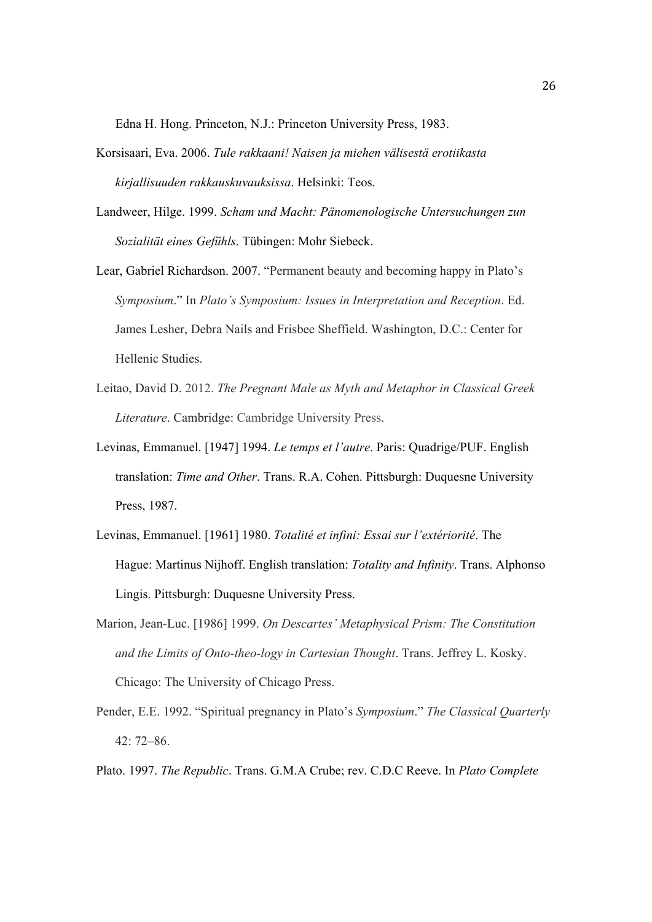Edna H. Hong. Princeton, N.J.: Princeton University Press, 1983.

Korsisaari, Eva. 2006. *Tule rakkaani! Naisen ja miehen välisestä erotiikasta kirjallisuuden rakkauskuvauksissa*. Helsinki: Teos.

Landweer, Hilge. 1999. *Scham und Macht: Pänomenologische Untersuchungen zun Sozialität eines Gefühls*. Tübingen: Mohr Siebeck.

Lear, Gabriel Richardson. 2007. "Permanent beauty and becoming happy in Plato's *Symposium*." In *Plato's Symposium: Issues in Interpretation and Reception*. Ed. James Lesher, Debra Nails and Frisbee Sheffield. Washington, D.C.: Center for Hellenic Studies.

Leitao, David D. 2012. *The Pregnant Male as Myth and Metaphor in Classical Greek Literature*. Cambridge: Cambridge University Press.

Levinas, Emmanuel. [1947] 1994. *Le temps et l'autre*. Paris: Quadrige/PUF. English translation: *Time and Other*. Trans. R.A. Cohen. Pittsburgh: Duquesne University Press, 1987.

Levinas, Emmanuel. [1961] 1980. *Totalité et infini: Essai sur l'extériorité*. The Hague: Martinus Nijhoff. English translation: *Totality and Infinity*. Trans. Alphonso Lingis. Pittsburgh: Duquesne University Press.

Marion, Jean-Luc. [1986] 1999. *On Descartes' Metaphysical Prism: The Constitution and the Limits of Onto-theo-logy in Cartesian Thought*. Trans. Jeffrey L. Kosky. Chicago: The University of Chicago Press.

Pender, E.E. 1992. "Spiritual pregnancy in Plato's *Symposium*." *The Classical Quarterly* 42: 72–86.

Plato. 1997. *The Republic*. Trans. G.M.A Crube; rev. C.D.C Reeve. In *Plato Complete*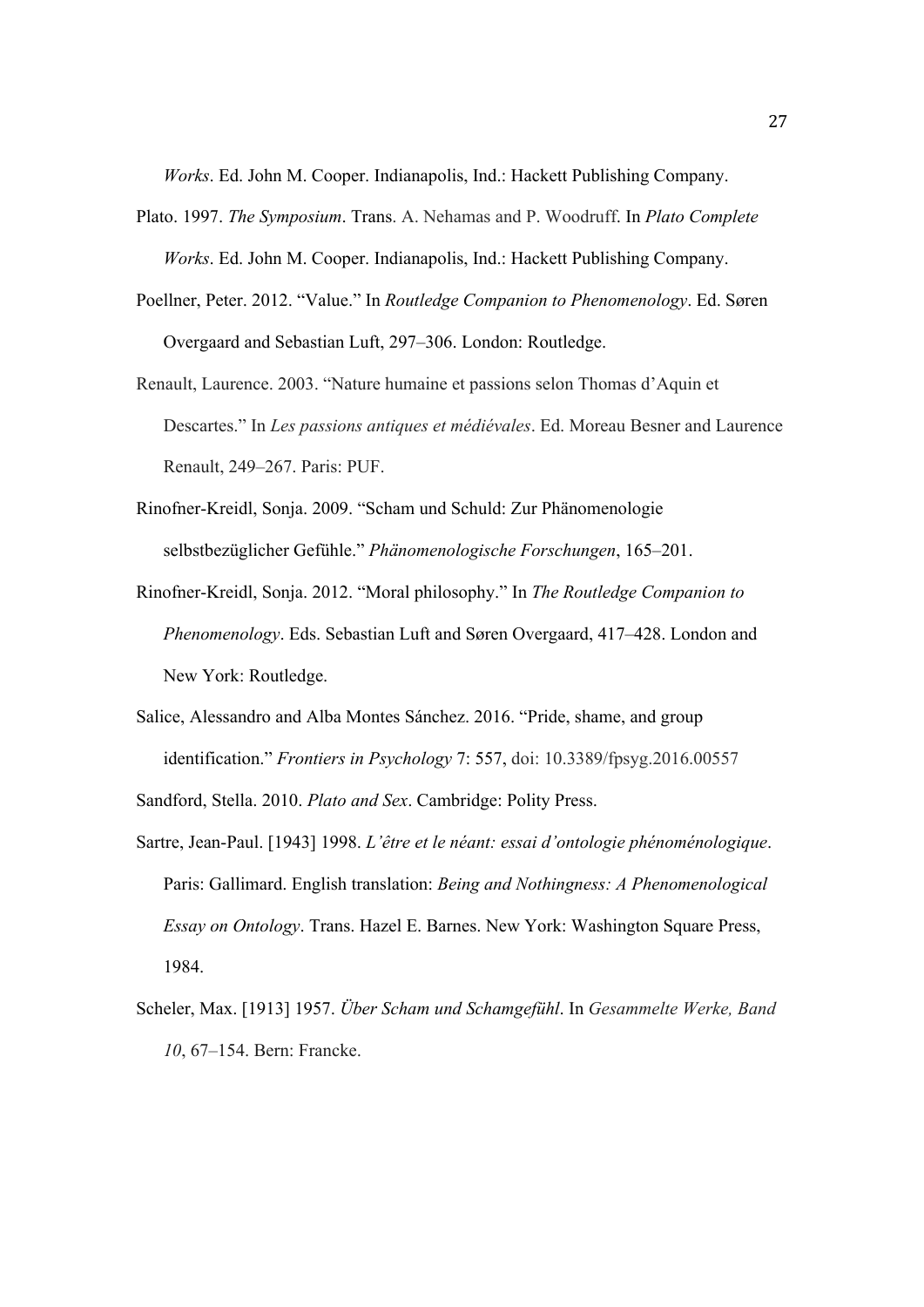*Works*. Ed. John M. Cooper. Indianapolis, Ind.: Hackett Publishing Company.

Plato. 1997. *The Symposium*. Trans. A. Nehamas and P. Woodruff. In *Plato Complete Works*. Ed. John M. Cooper. Indianapolis, Ind.: Hackett Publishing Company.

Poellner, Peter. 2012. "Value." In *Routledge Companion to Phenomenology*. Ed. Søren Overgaard and Sebastian Luft, 297–306. London: Routledge.

Renault, Laurence. 2003. "Nature humaine et passions selon Thomas d'Aquin et Descartes." In *Les passions antiques et médiévales*. Ed. Moreau Besner and Laurence Renault, 249–267. Paris: PUF.

Rinofner-Kreidl, Sonja. 2009. "Scham und Schuld: Zur Phänomenologie selbstbezüglicher Gefühle." *Phänomenologische Forschungen*, 165–201.

Rinofner-Kreidl, Sonja. 2012. "Moral philosophy." In *The Routledge Companion to Phenomenology*. Eds. Sebastian Luft and Søren Overgaard, 417–428. London and New York: Routledge.

Salice, Alessandro and Alba Montes Sánchez. 2016. "Pride, shame, and group identification." *Frontiers in Psychology* 7: 557, doi: 10.3389/fpsyg.2016.00557

Sandford, Stella. 2010. *Plato and Sex*. Cambridge: Polity Press.

Sartre, Jean-Paul. [1943] 1998. *L'être et le néant: essai d'ontologie phénoménologique*. Paris: Gallimard. English translation: *Being and Nothingness: A Phenomenological Essay on Ontology*. Trans. Hazel E. Barnes. New York: Washington Square Press, 1984.

Scheler, Max. [1913] 1957. *Über Scham und Schamgefühl*. In *Gesammelte Werke, Band 10*, 67–154. Bern: Francke.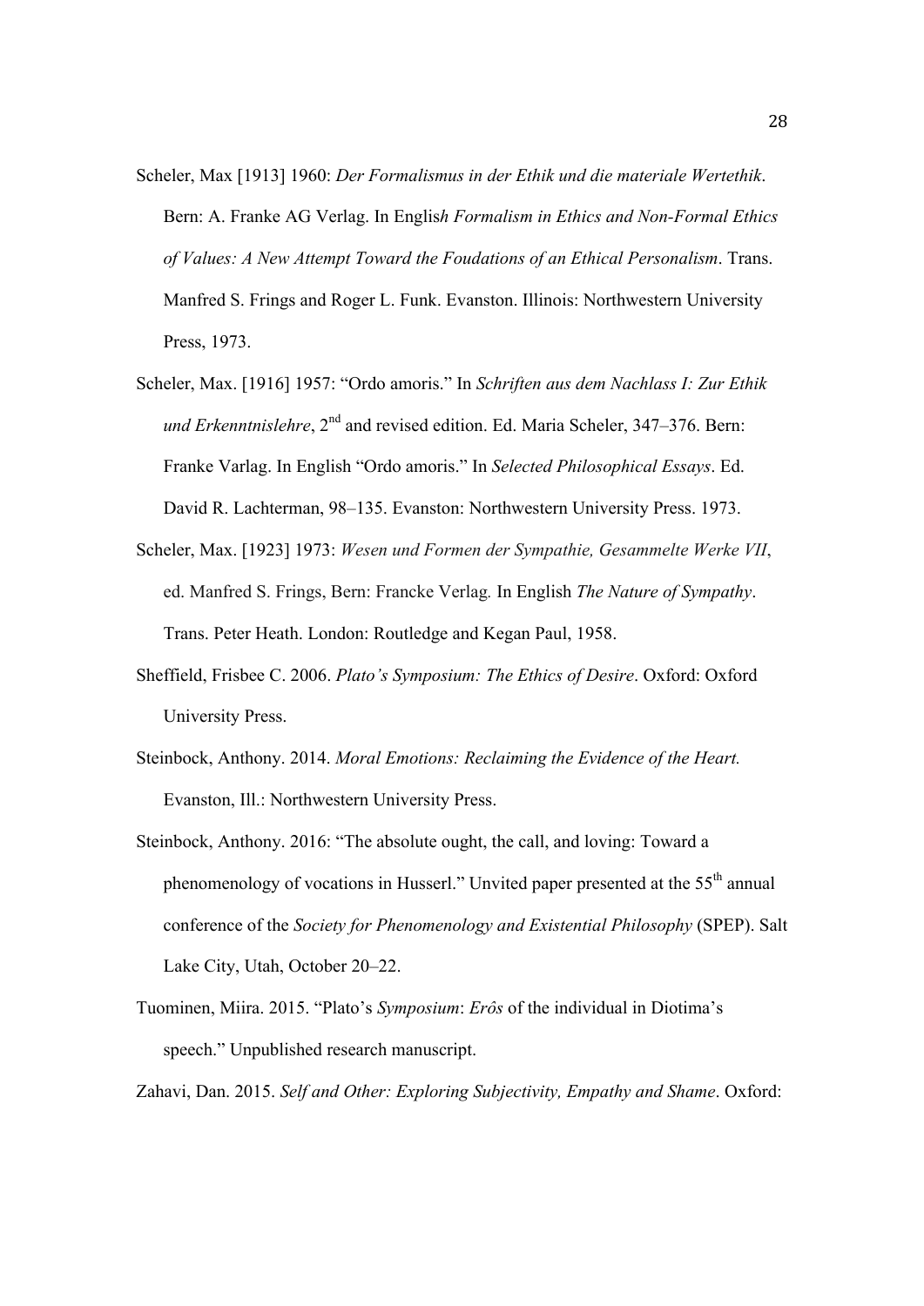Scheler, Max [1913] 1960: *Der Formalismus in der Ethik und die materiale Wertethik*. Bern: A. Franke AG Verlag. In Englis*h Formalism in Ethics and Non-Formal Ethics of Values: A New Attempt Toward the Foudations of an Ethical Personalism*. Trans. Manfred S. Frings and Roger L. Funk. Evanston. Illinois: Northwestern University Press, 1973.

Scheler, Max. [1916] 1957: "Ordo amoris." In *Schriften aus dem Nachlass I: Zur Ethik und Erkenntnislehre*, 2nd and revised edition. Ed. Maria Scheler, 347–376. Bern: Franke Varlag. In English "Ordo amoris." In *Selected Philosophical Essays*. Ed. David R. Lachterman, 98–135. Evanston: Northwestern University Press. 1973.

Scheler, Max. [1923] 1973: *Wesen und Formen der Sympathie, Gesammelte Werke VII*, ed. Manfred S. Frings, Bern: Francke Verlag. In English *The Nature of Sympathy*. Trans. Peter Heath. London: Routledge and Kegan Paul, 1958.

Sheffield, Frisbee C. 2006. *Plato's Symposium: The Ethics of Desire*. Oxford: Oxford University Press.

Steinbock, Anthony. 2014. *Moral Emotions: Reclaiming the Evidence of the Heart.* Evanston, Ill.: Northwestern University Press.

Steinbock, Anthony. 2016: "The absolute ought, the call, and loving: Toward a phenomenology of vocations in Husserl." Unvited paper presented at the 55th annual conference of the *Society for Phenomenology and Existential Philosophy* (SPEP). Salt Lake City, Utah, October 20–22.

Tuominen, Miira. 2015. "Plato's *Symposium*: *Erôs* of the individual in Diotima's speech." Unpublished research manuscript.

Zahavi, Dan. 2015. *Self and Other: Exploring Subjectivity, Empathy and Shame*. Oxford: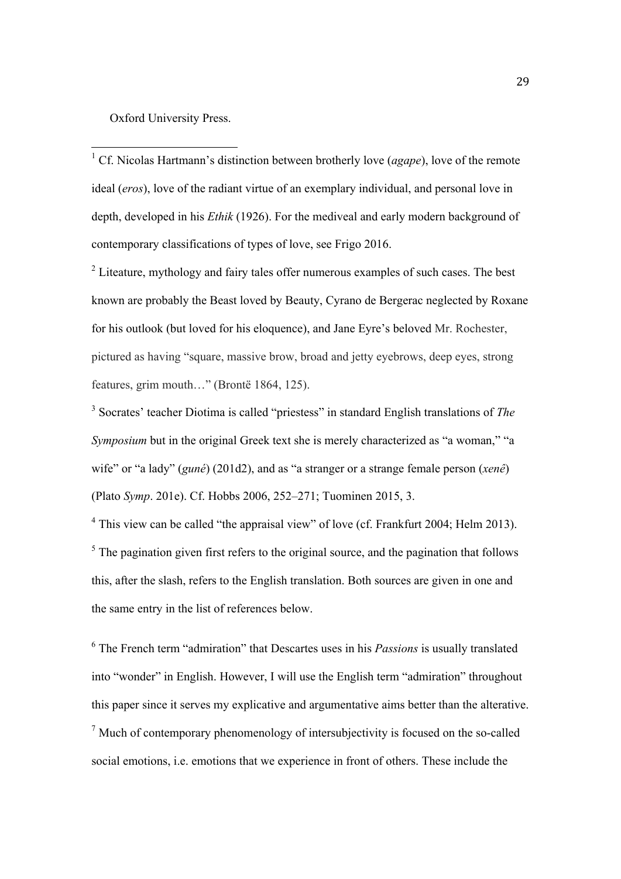Oxford University Press.

---

[1] Cf. Nicolas Hartmann's distinction between brotherly love (*agape*), love of the remote ideal (*eros*), love of the radiant virtue of an exemplary individual, and personal love in depth, developed in his *Ethik* (1926). For the mediveal and early modern background of contemporary classifications of types of love, see Frigo 2016.

[2] Liteature, mythology and fairy tales offer numerous examples of such cases. The best known are probably the Beast loved by Beauty, Cyrano de Bergerac neglected by Roxane for his outlook (but loved for his eloquence), and Jane Eyre's beloved Mr. Rochester, pictured as having "square, massive brow, broad and jetty eyebrows, deep eyes, strong features, grim mouth…" (Brontë 1864, 125).

[3] Socrates' teacher Diotima is called "priestess" in standard English translations of *The Symposium* but in the original Greek text she is merely characterized as "a woman," "a wife" or "a lady" (*guné*) (201d2), and as "a stranger or a strange female person (*xenê*) (Plato *Symp*. 201e). Cf. Hobbs 2006, 252–271; Tuominen 2015, 3.

[4] This view can be called "the appraisal view" of love (cf. Frankfurt 2004; Helm 2013).

[5] The pagination given first refers to the original source, and the pagination that follows this, after the slash, refers to the English translation. Both sources are given in one and the same entry in the list of references below.

[6] The French term "admiration" that Descartes uses in his *Passions* is usually translated into "wonder" in English. However, I will use the English term "admiration" throughout this paper since it serves my explicative and argumentative aims better than the alterative.

[7] Much of contemporary phenomenology of intersubjectivity is focused on the so-called social emotions, i.e. emotions that we experience in front of others. These include the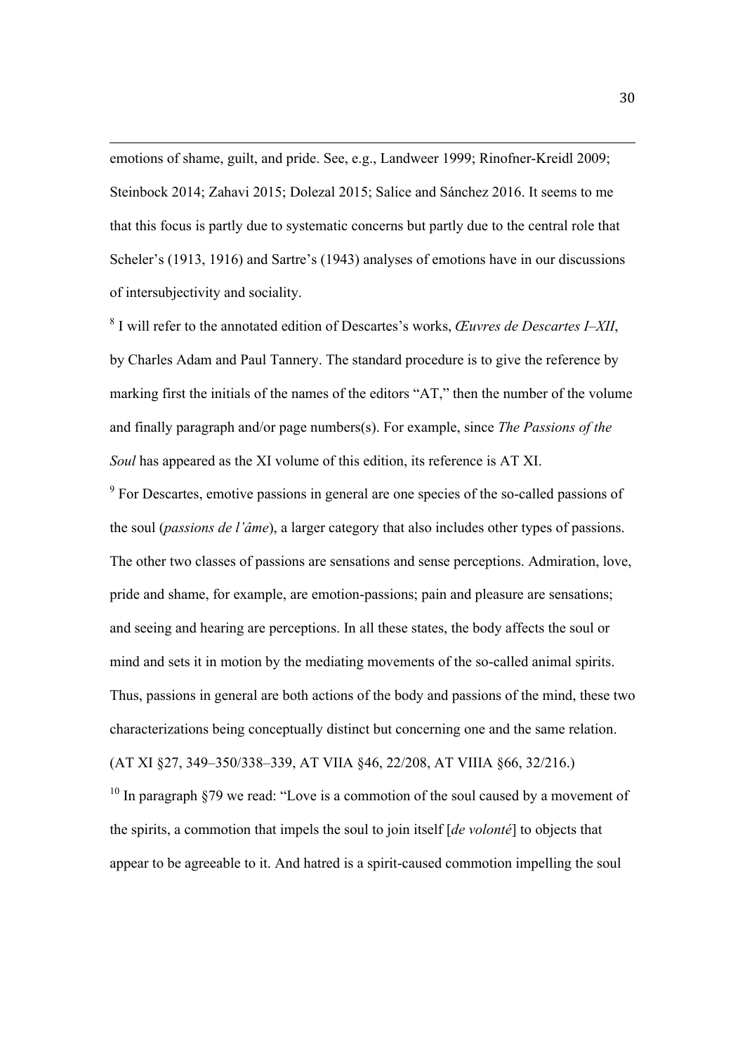emotions of shame, guilt, and pride. See, e.g., Landweer 1999; Rinofner-Kreidl 2009; Steinbock 2014; Zahavi 2015; Dolezal 2015; Salice and Sánchez 2016. It seems to me that this focus is partly due to systematic concerns but partly due to the central role that Scheler's (1913, 1916) and Sartre's (1943) analyses of emotions have in our discussions of intersubjectivity and sociality.

[8] I will refer to the annotated edition of Descartes's works, *Œuvres de Descartes I–XII*, by Charles Adam and Paul Tannery. The standard procedure is to give the reference by marking first the initials of the names of the editors "AT," then the number of the volume and finally paragraph and/or page numbers(s). For example, since *The Passions of the Soul* has appeared as the XI volume of this edition, its reference is AT XI.

[9] For Descartes, emotive passions in general are one species of the so-called passions of the soul (*passions de l'âme*), a larger category that also includes other types of passions. The other two classes of passions are sensations and sense perceptions. Admiration, love, pride and shame, for example, are emotion-passions; pain and pleasure are sensations; and seeing and hearing are perceptions. In all these states, the body affects the soul or mind and sets it in motion by the mediating movements of the so-called animal spirits. Thus, passions in general are both actions of the body and passions of the mind, these two characterizations being conceptually distinct but concerning one and the same relation. (AT XI §27, 349–350/338–339, AT VIIA §46, 22/208, AT VIIIA §66, 32/216.)

[10] In paragraph §79 we read: "Love is a commotion of the soul caused by a movement of the spirits, a commotion that impels the soul to join itself [*de volonté*] to objects that appear to be agreeable to it. And hatred is a spirit-caused commotion impelling the soul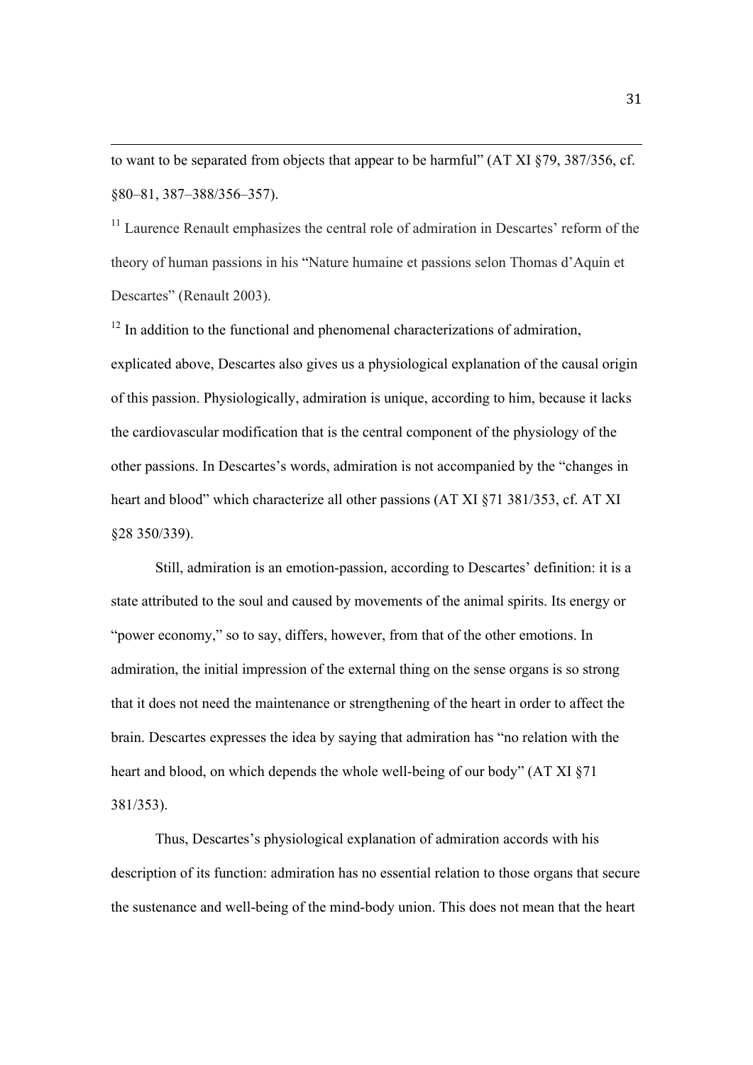to want to be separated from objects that appear to be harmful" (AT XI §79, 387/356, cf. §80–81, 387–388/356–357).

[11] Laurence Renault emphasizes the central role of admiration in Descartes' reform of the theory of human passions in his "Nature humaine et passions selon Thomas d'Aquin et Descartes" (Renault 2003).

[12] In addition to the functional and phenomenal characterizations of admiration, explicated above, Descartes also gives us a physiological explanation of the causal origin of this passion. Physiologically, admiration is unique, according to him, because it lacks the cardiovascular modification that is the central component of the physiology of the other passions. In Descartes's words, admiration is not accompanied by the "changes in heart and blood" which characterize all other passions (AT XI §71 381/353, cf. AT XI §28 350/339).

Still, admiration is an emotion-passion, according to Descartes' definition: it is a state attributed to the soul and caused by movements of the animal spirits. Its energy or "power economy," so to say, differs, however, from that of the other emotions. In admiration, the initial impression of the external thing on the sense organs is so strong that it does not need the maintenance or strengthening of the heart in order to affect the brain. Descartes expresses the idea by saying that admiration has "no relation with the heart and blood, on which depends the whole well-being of our body" (AT XI §71 381/353).

Thus, Descartes's physiological explanation of admiration accords with his description of its function: admiration has no essential relation to those organs that secure the sustenance and well-being of the mind-body union. This does not mean that the heart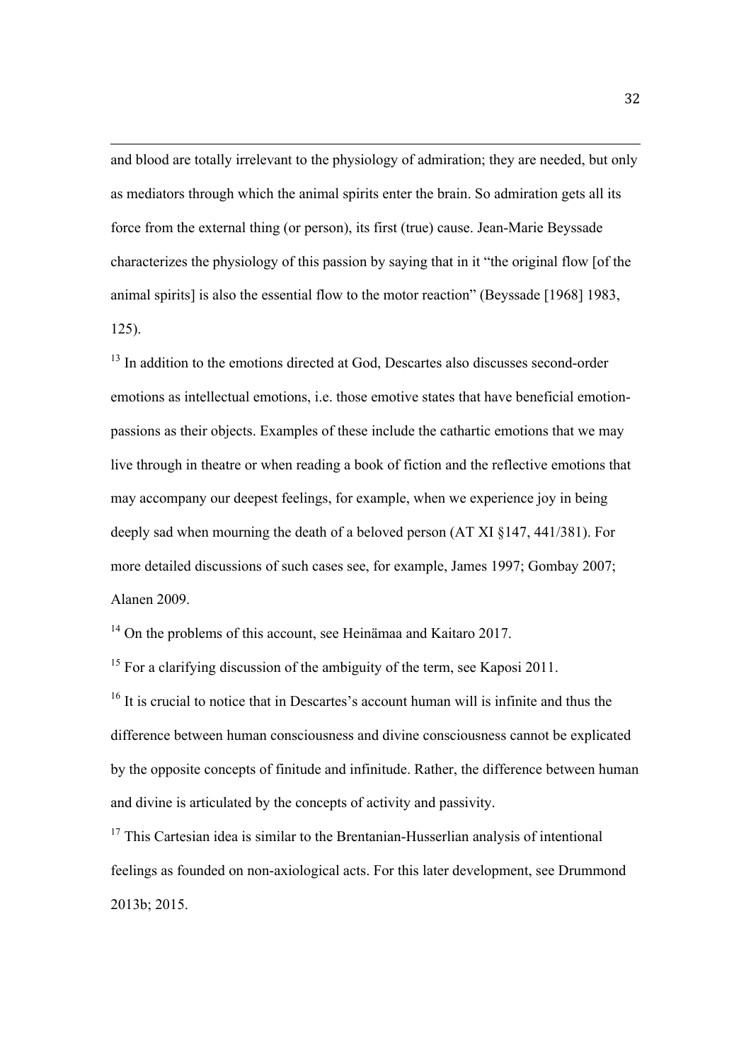and blood are totally irrelevant to the physiology of admiration; they are needed, but only as mediators through which the animal spirits enter the brain. So admiration gets all its force from the external thing (or person), its first (true) cause. Jean-Marie Beyssade characterizes the physiology of this passion by saying that in it "the original flow [of the animal spirits] is also the essential flow to the motor reaction" (Beyssade [1968] 1983, 125).

[13] In addition to the emotions directed at God, Descartes also discusses second-order emotions as intellectual emotions, i.e. those emotive states that have beneficial emotion-passions as their objects. Examples of these include the cathartic emotions that we may live through in theatre or when reading a book of fiction and the reflective emotions that may accompany our deepest feelings, for example, when we experience joy in being deeply sad when mourning the death of a beloved person (AT XI §147, 441/381). For more detailed discussions of such cases see, for example, James 1997; Gombay 2007; Alanen 2009.

[14] On the problems of this account, see Heinämaa and Kaitaro 2017.

[15] For a clarifying discussion of the ambiguity of the term, see Kaposi 2011.

[16] It is crucial to notice that in Descartes's account human will is infinite and thus the difference between human consciousness and divine consciousness cannot be explicated by the opposite concepts of finitude and infinitude. Rather, the difference between human and divine is articulated by the concepts of activity and passivity.

[17] This Cartesian idea is similar to the Brentanian-Husserlian analysis of intentional feelings as founded on non-axiological acts. For this later development, see Drummond 2013b; 2015.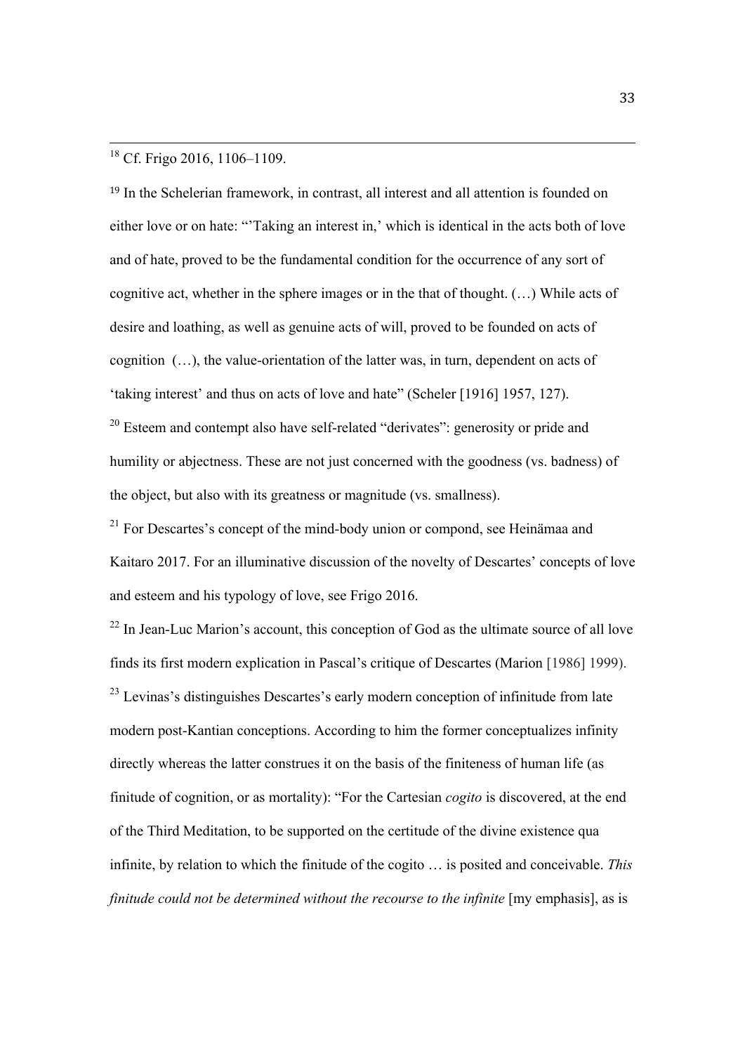[18] Cf. Frigo 2016, 1106–1109.

[19] In the Schelerian framework, in contrast, all interest and all attention is founded on either love or on hate: "'Taking an interest in,' which is identical in the acts both of love and of hate, proved to be the fundamental condition for the occurrence of any sort of cognitive act, whether in the sphere images or in the that of thought. (…) While acts of desire and loathing, as well as genuine acts of will, proved to be founded on acts of cognition (…), the value-orientation of the latter was, in turn, dependent on acts of 'taking interest' and thus on acts of love and hate" (Scheler [1916] 1957, 127).

[20] Esteem and contempt also have self-related "derivates": generosity or pride and humility or abjectness. These are not just concerned with the goodness (vs. badness) of the object, but also with its greatness or magnitude (vs. smallness).

[21] For Descartes's concept of the mind-body union or compond, see Heinämaa and Kaitaro 2017. For an illuminative discussion of the novelty of Descartes' concepts of love and esteem and his typology of love, see Frigo 2016.

[22] In Jean-Luc Marion's account, this conception of God as the ultimate source of all love finds its first modern explication in Pascal's critique of Descartes (Marion [1986] 1999).

[23] Levinas's distinguishes Descartes's early modern conception of infinitude from late modern post-Kantian conceptions. According to him the former conceptualizes infinity directly whereas the latter construes it on the basis of the finiteness of human life (as finitude of cognition, or as mortality): "For the Cartesian *cogito* is discovered, at the end of the Third Meditation, to be supported on the certitude of the divine existence qua infinite, by relation to which the finitude of the cogito … is posited and conceivable. *This finitude could not be determined without the recourse to the infinite* [my emphasis], as is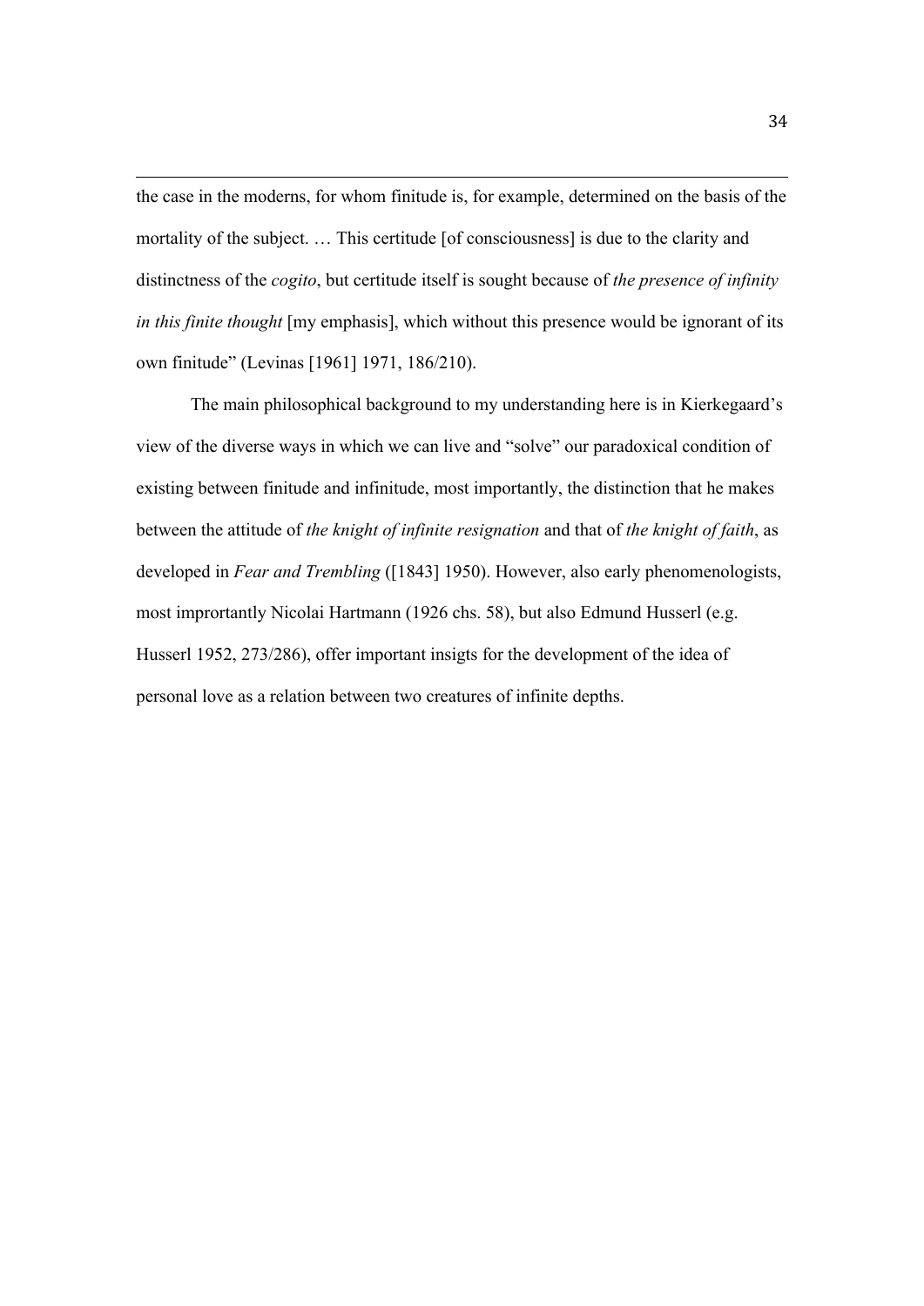the case in the moderns, for whom finitude is, for example, determined on the basis of the mortality of the subject. … This certitude [of consciousness] is due to the clarity and distinctness of the *cogito*, but certitude itself is sought because of *the presence of infinity in this finite thought* [my emphasis], which without this presence would be ignorant of its own finitude" (Levinas [1961] 1971, 186/210).

The main philosophical background to my understanding here is in Kierkegaard's view of the diverse ways in which we can live and "solve" our paradoxical condition of existing between finitude and infinitude, most importantly, the distinction that he makes between the attitude of *the knight of infinite resignation* and that of *the knight of faith*, as developed in *Fear and Trembling* ([1843] 1950). However, also early phenomenologists, most imprortantly Nicolai Hartmann (1926 chs. 58), but also Edmund Husserl (e.g. Husserl 1952, 273/286), offer important insigts for the development of the idea of personal love as a relation between two creatures of infinite depths.